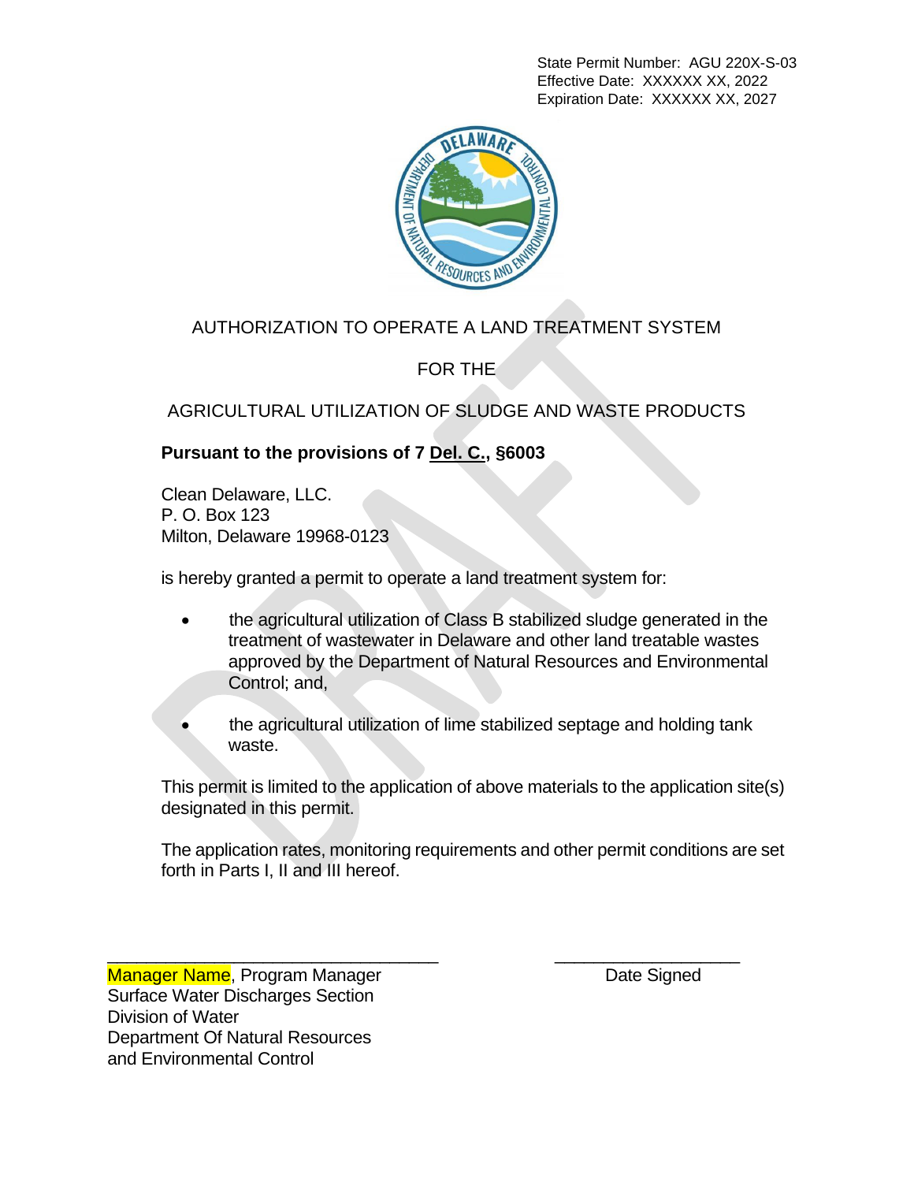State Permit Number: AGU 220X-S-03
Effective Date: XXXXXX XX, 2022
Expiration Date: XXXXXX XX, 2027

# AUTHORIZATION TO OPERATE A LAND TREATMENT SYSTEM

# FOR THE

# AGRICULTURAL UTILIZATION OF SLUDGE AND WASTE PRODUCTS

**Pursuant to the provisions of 7 Del. C., §6003**

Clean Delaware, LLC.
P. O. Box 123
Milton, Delaware 19968-0123

is hereby granted a permit to operate a land treatment system for:

- the agricultural utilization of Class B stabilized sludge generated in the treatment of wastewater in Delaware and other land treatable wastes approved by the Department of Natural Resources and Environmental Control; and,
- the agricultural utilization of lime stabilized septage and holding tank waste.

This permit is limited to the application of above materials to the application site(s) designated in this permit.

The application rates, monitoring requirements and other permit conditions are set forth in Parts I, II and III hereof.

\_\_\_\_\_\_\_\_\_\_\_\_\_\_\_\_\_\_\_\_\_\_\_\_\_\_\_\_\_\_\_\_\_\_\_\_ \_\_\_\_\_\_\_\_\_\_\_\_\_\_\_\_\_\_\_\_

Manager Name, Program Manager
Surface Water Discharges Section
Division of Water
Department Of Natural Resources
and Environmental Control

Date Signed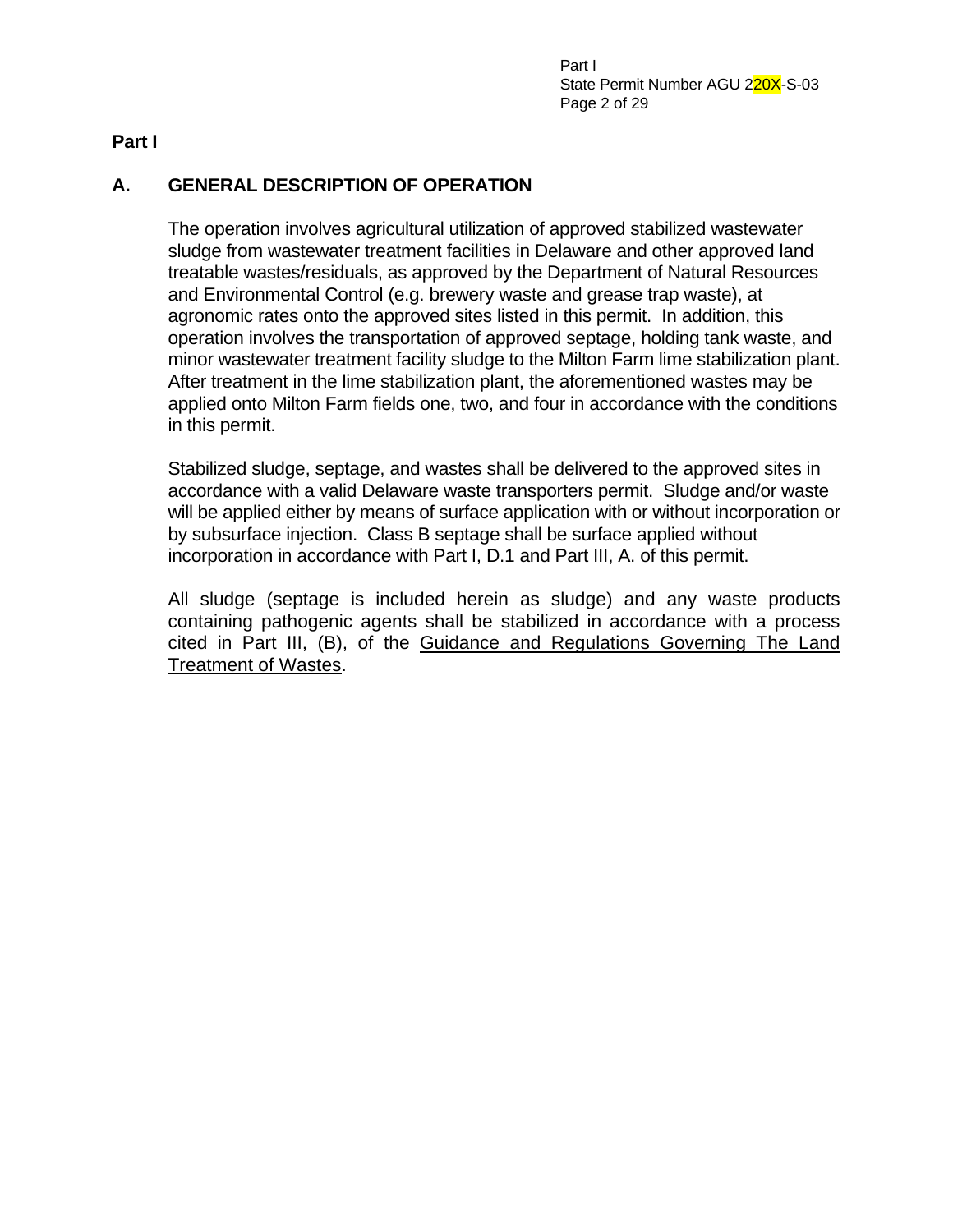# Part I

## A. GENERAL DESCRIPTION OF OPERATION

The operation involves agricultural utilization of approved stabilized wastewater sludge from wastewater treatment facilities in Delaware and other approved land treatable wastes/residuals, as approved by the Department of Natural Resources and Environmental Control (e.g. brewery waste and grease trap waste), at agronomic rates onto the approved sites listed in this permit. In addition, this operation involves the transportation of approved septage, holding tank waste, and minor wastewater treatment facility sludge to the Milton Farm lime stabilization plant. After treatment in the lime stabilization plant, the aforementioned wastes may be applied onto Milton Farm fields one, two, and four in accordance with the conditions in this permit.

Stabilized sludge, septage, and wastes shall be delivered to the approved sites in accordance with a valid Delaware waste transporters permit. Sludge and/or waste will be applied either by means of surface application with or without incorporation or by subsurface injection. Class B septage shall be surface applied without incorporation in accordance with Part I, D.1 and Part III, A. of this permit.

All sludge (septage is included herein as sludge) and any waste products containing pathogenic agents shall be stabilized in accordance with a process cited in Part III, (B), of the Guidance and Regulations Governing The Land Treatment of Wastes.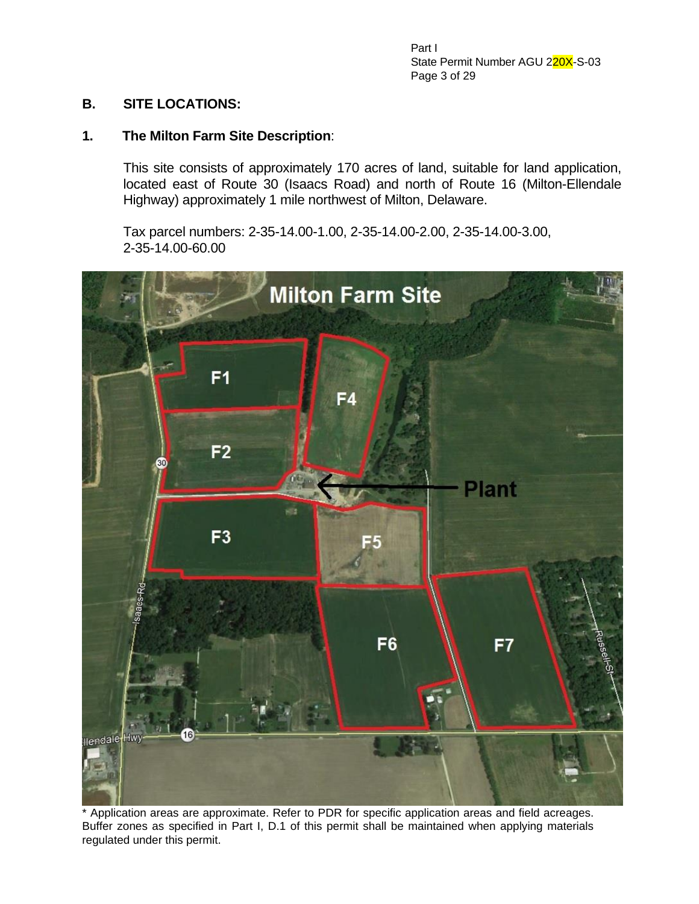## B. SITE LOCATIONS:

### 1. The Milton Farm Site Description:

This site consists of approximately 170 acres of land, suitable for land application, located east of Route 30 (Isaacs Road) and north of Route 16 (Milton-Ellendale Highway) approximately 1 mile northwest of Milton, Delaware.

Tax parcel numbers: 2-35-14.00-1.00, 2-35-14.00-2.00, 2-35-14.00-3.00, 2-35-14.00-60.00

\* Application areas are approximate. Refer to PDR for specific application areas and field acreages. Buffer zones as specified in Part I, D.1 of this permit shall be maintained when applying materials regulated under this permit.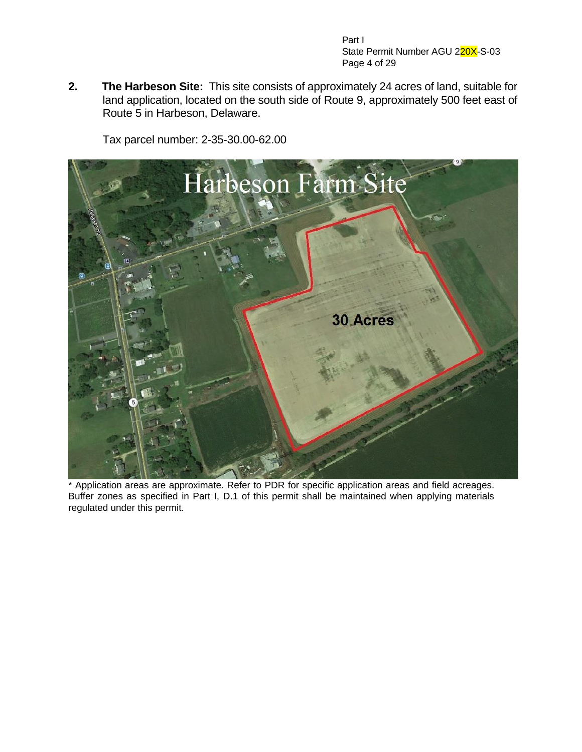2. **The Harbeson Site:** This site consists of approximately 24 acres of land, suitable for land application, located on the south side of Route 9, approximately 500 feet east of Route 5 in Harbeson, Delaware.

   Tax parcel number: 2-35-30.00-62.00

* Application areas are approximate. Refer to PDR for specific application areas and field acreages. Buffer zones as specified in Part I, D.1 of this permit shall be maintained when applying materials regulated under this permit.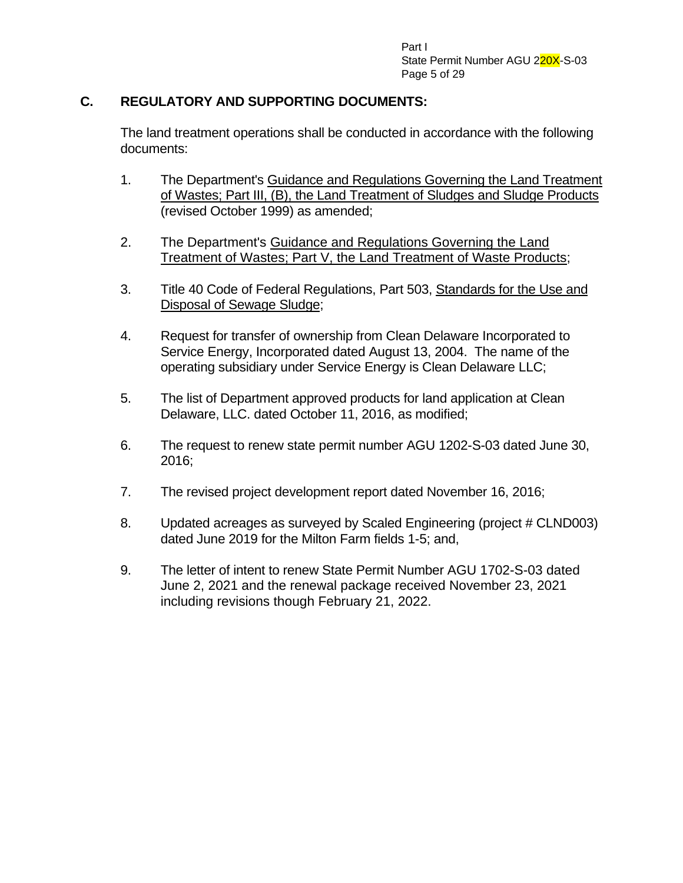## C. REGULATORY AND SUPPORTING DOCUMENTS:

The land treatment operations shall be conducted in accordance with the following documents:

1. The Department's Guidance and Regulations Governing the Land Treatment of Wastes; Part III, (B), the Land Treatment of Sludges and Sludge Products (revised October 1999) as amended;

2. The Department's Guidance and Regulations Governing the Land Treatment of Wastes; Part V, the Land Treatment of Waste Products;

3. Title 40 Code of Federal Regulations, Part 503, Standards for the Use and Disposal of Sewage Sludge;

4. Request for transfer of ownership from Clean Delaware Incorporated to Service Energy, Incorporated dated August 13, 2004. The name of the operating subsidiary under Service Energy is Clean Delaware LLC;

5. The list of Department approved products for land application at Clean Delaware, LLC. dated October 11, 2016, as modified;

6. The request to renew state permit number AGU 1202-S-03 dated June 30, 2016;

7. The revised project development report dated November 16, 2016;

8. Updated acreages as surveyed by Scaled Engineering (project # CLND003) dated June 2019 for the Milton Farm fields 1-5; and,

9. The letter of intent to renew State Permit Number AGU 1702-S-03 dated June 2, 2021 and the renewal package received November 23, 2021 including revisions though February 21, 2022.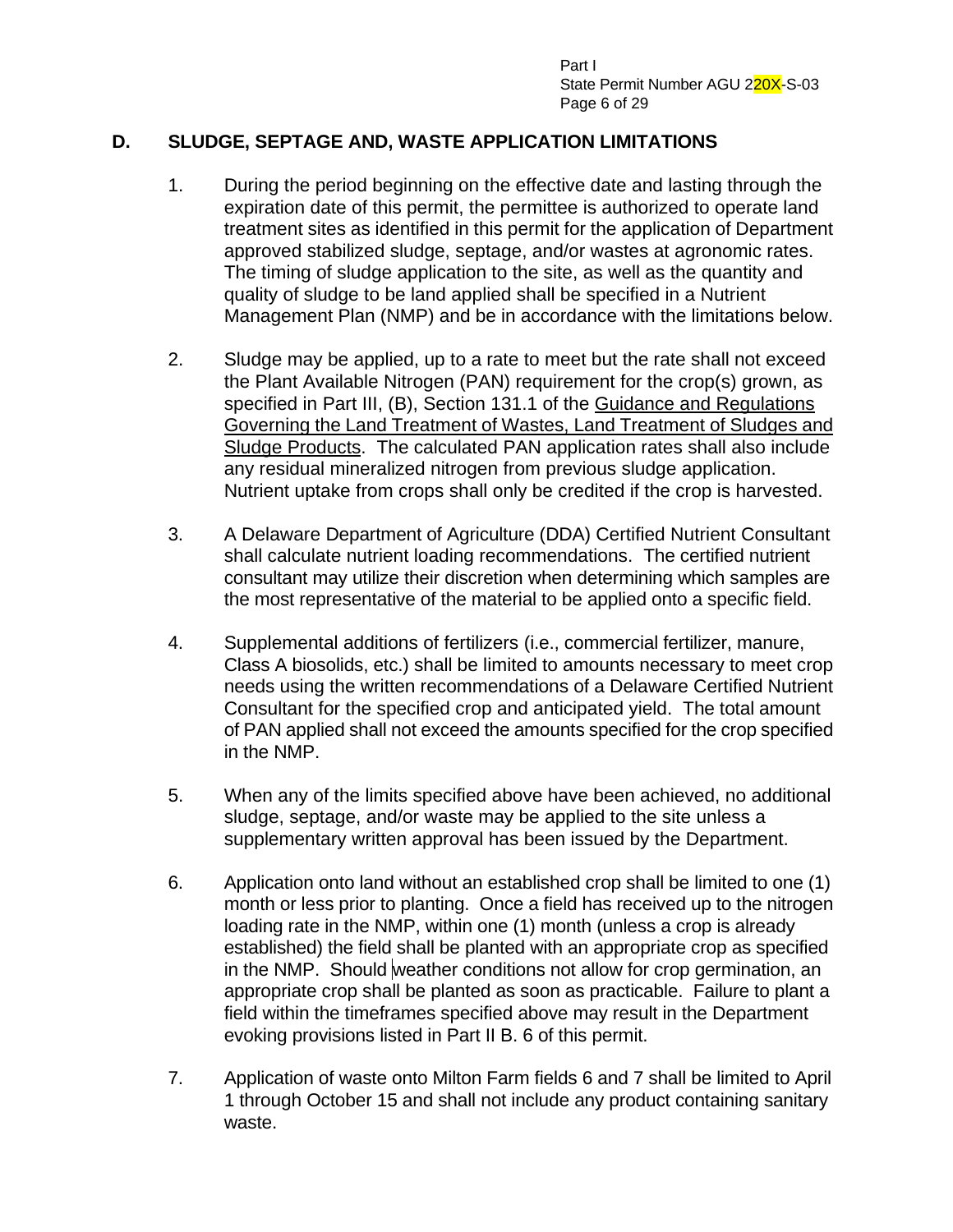## D. SLUDGE, SEPTAGE AND, WASTE APPLICATION LIMITATIONS

1. During the period beginning on the effective date and lasting through the expiration date of this permit, the permittee is authorized to operate land treatment sites as identified in this permit for the application of Department approved stabilized sludge, septage, and/or wastes at agronomic rates. The timing of sludge application to the site, as well as the quantity and quality of sludge to be land applied shall be specified in a Nutrient Management Plan (NMP) and be in accordance with the limitations below.

2. Sludge may be applied, up to a rate to meet but the rate shall not exceed the Plant Available Nitrogen (PAN) requirement for the crop(s) grown, as specified in Part III, (B), Section 131.1 of the Guidance and Regulations Governing the Land Treatment of Wastes, Land Treatment of Sludges and Sludge Products. The calculated PAN application rates shall also include any residual mineralized nitrogen from previous sludge application. Nutrient uptake from crops shall only be credited if the crop is harvested.

3. A Delaware Department of Agriculture (DDA) Certified Nutrient Consultant shall calculate nutrient loading recommendations. The certified nutrient consultant may utilize their discretion when determining which samples are the most representative of the material to be applied onto a specific field.

4. Supplemental additions of fertilizers (i.e., commercial fertilizer, manure, Class A biosolids, etc.) shall be limited to amounts necessary to meet crop needs using the written recommendations of a Delaware Certified Nutrient Consultant for the specified crop and anticipated yield. The total amount of PAN applied shall not exceed the amounts specified for the crop specified in the NMP.

5. When any of the limits specified above have been achieved, no additional sludge, septage, and/or waste may be applied to the site unless a supplementary written approval has been issued by the Department.

6. Application onto land without an established crop shall be limited to one (1) month or less prior to planting. Once a field has received up to the nitrogen loading rate in the NMP, within one (1) month (unless a crop is already established) the field shall be planted with an appropriate crop as specified in the NMP. Should weather conditions not allow for crop germination, an appropriate crop shall be planted as soon as practicable. Failure to plant a field within the timeframes specified above may result in the Department evoking provisions listed in Part II B. 6 of this permit.

7. Application of waste onto Milton Farm fields 6 and 7 shall be limited to April 1 through October 15 and shall not include any product containing sanitary waste.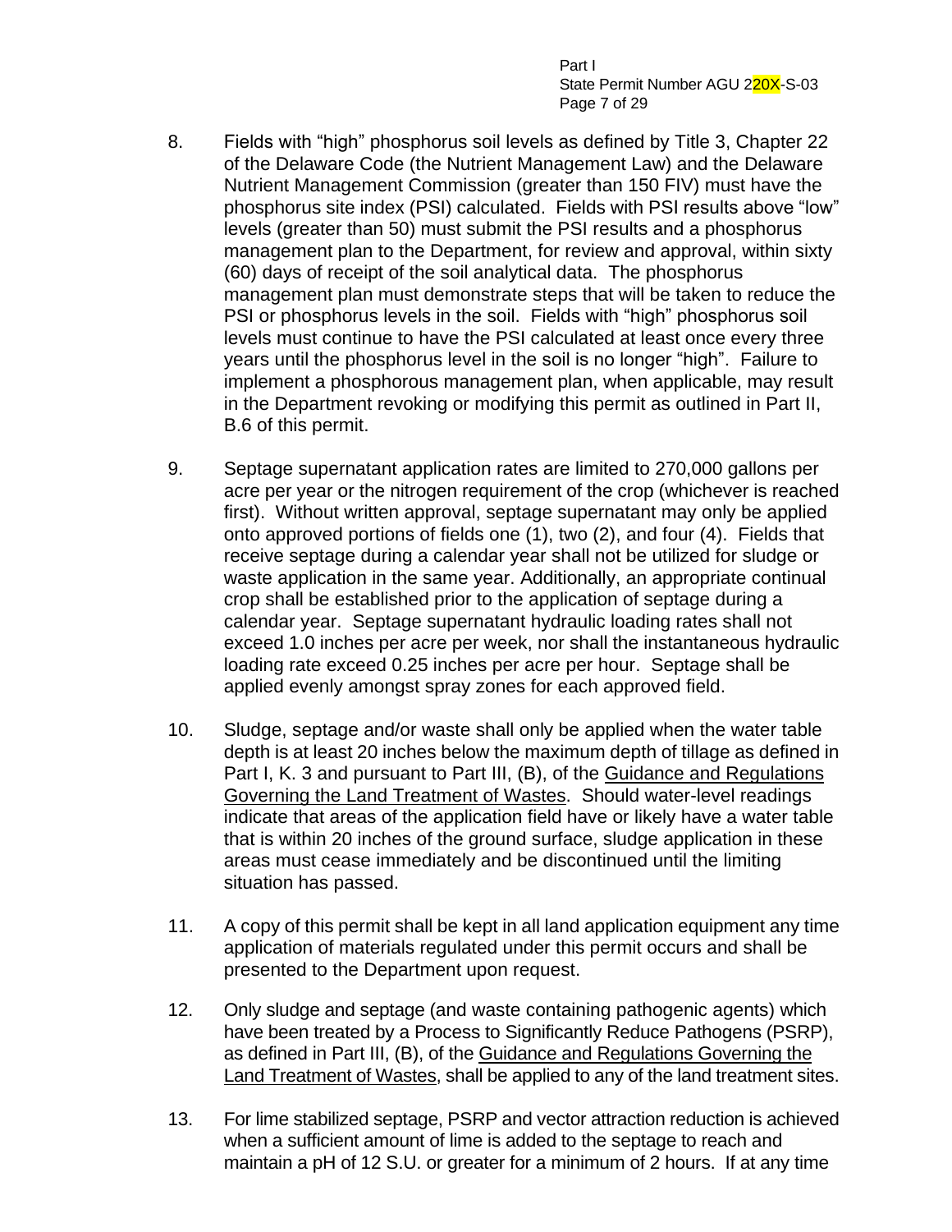8. Fields with "high" phosphorus soil levels as defined by Title 3, Chapter 22 of the Delaware Code (the Nutrient Management Law) and the Delaware Nutrient Management Commission (greater than 150 FIV) must have the phosphorus site index (PSI) calculated. Fields with PSI results above "low" levels (greater than 50) must submit the PSI results and a phosphorus management plan to the Department, for review and approval, within sixty (60) days of receipt of the soil analytical data. The phosphorus management plan must demonstrate steps that will be taken to reduce the PSI or phosphorus levels in the soil. Fields with "high" phosphorus soil levels must continue to have the PSI calculated at least once every three years until the phosphorus level in the soil is no longer "high". Failure to implement a phosphorous management plan, when applicable, may result in the Department revoking or modifying this permit as outlined in Part II, B.6 of this permit.

9. Septage supernatant application rates are limited to 270,000 gallons per acre per year or the nitrogen requirement of the crop (whichever is reached first). Without written approval, septage supernatant may only be applied onto approved portions of fields one (1), two (2), and four (4). Fields that receive septage during a calendar year shall not be utilized for sludge or waste application in the same year. Additionally, an appropriate continual crop shall be established prior to the application of septage during a calendar year. Septage supernatant hydraulic loading rates shall not exceed 1.0 inches per acre per week, nor shall the instantaneous hydraulic loading rate exceed 0.25 inches per acre per hour. Septage shall be applied evenly amongst spray zones for each approved field.

10. Sludge, septage and/or waste shall only be applied when the water table depth is at least 20 inches below the maximum depth of tillage as defined in Part I, K. 3 and pursuant to Part III, (B), of the Guidance and Regulations Governing the Land Treatment of Wastes. Should water-level readings indicate that areas of the application field have or likely have a water table that is within 20 inches of the ground surface, sludge application in these areas must cease immediately and be discontinued until the limiting situation has passed.

11. A copy of this permit shall be kept in all land application equipment any time application of materials regulated under this permit occurs and shall be presented to the Department upon request.

12. Only sludge and septage (and waste containing pathogenic agents) which have been treated by a Process to Significantly Reduce Pathogens (PSRP), as defined in Part III, (B), of the Guidance and Regulations Governing the Land Treatment of Wastes, shall be applied to any of the land treatment sites.

13. For lime stabilized septage, PSRP and vector attraction reduction is achieved when a sufficient amount of lime is added to the septage to reach and maintain a pH of 12 S.U. or greater for a minimum of 2 hours. If at any time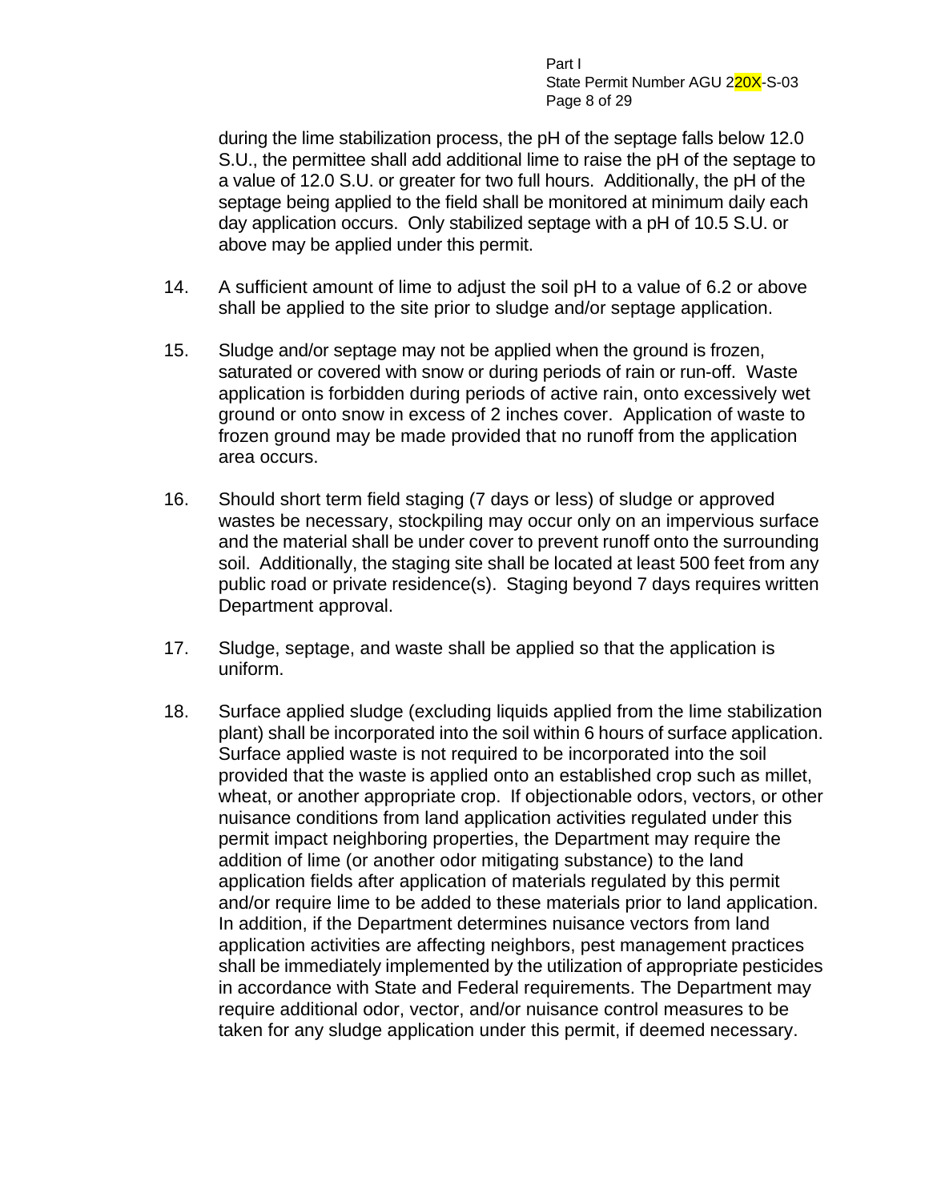during the lime stabilization process, the pH of the septage falls below 12.0 S.U., the permittee shall add additional lime to raise the pH of the septage to a value of 12.0 S.U. or greater for two full hours. Additionally, the pH of the septage being applied to the field shall be monitored at minimum daily each day application occurs. Only stabilized septage with a pH of 10.5 S.U. or above may be applied under this permit.

14. A sufficient amount of lime to adjust the soil pH to a value of 6.2 or above shall be applied to the site prior to sludge and/or septage application.

15. Sludge and/or septage may not be applied when the ground is frozen, saturated or covered with snow or during periods of rain or run-off. Waste application is forbidden during periods of active rain, onto excessively wet ground or onto snow in excess of 2 inches cover. Application of waste to frozen ground may be made provided that no runoff from the application area occurs.

16. Should short term field staging (7 days or less) of sludge or approved wastes be necessary, stockpiling may occur only on an impervious surface and the material shall be under cover to prevent runoff onto the surrounding soil. Additionally, the staging site shall be located at least 500 feet from any public road or private residence(s). Staging beyond 7 days requires written Department approval.

17. Sludge, septage, and waste shall be applied so that the application is uniform.

18. Surface applied sludge (excluding liquids applied from the lime stabilization plant) shall be incorporated into the soil within 6 hours of surface application. Surface applied waste is not required to be incorporated into the soil provided that the waste is applied onto an established crop such as millet, wheat, or another appropriate crop. If objectionable odors, vectors, or other nuisance conditions from land application activities regulated under this permit impact neighboring properties, the Department may require the addition of lime (or another odor mitigating substance) to the land application fields after application of materials regulated by this permit and/or require lime to be added to these materials prior to land application. In addition, if the Department determines nuisance vectors from land application activities are affecting neighbors, pest management practices shall be immediately implemented by the utilization of appropriate pesticides in accordance with State and Federal requirements. The Department may require additional odor, vector, and/or nuisance control measures to be taken for any sludge application under this permit, if deemed necessary.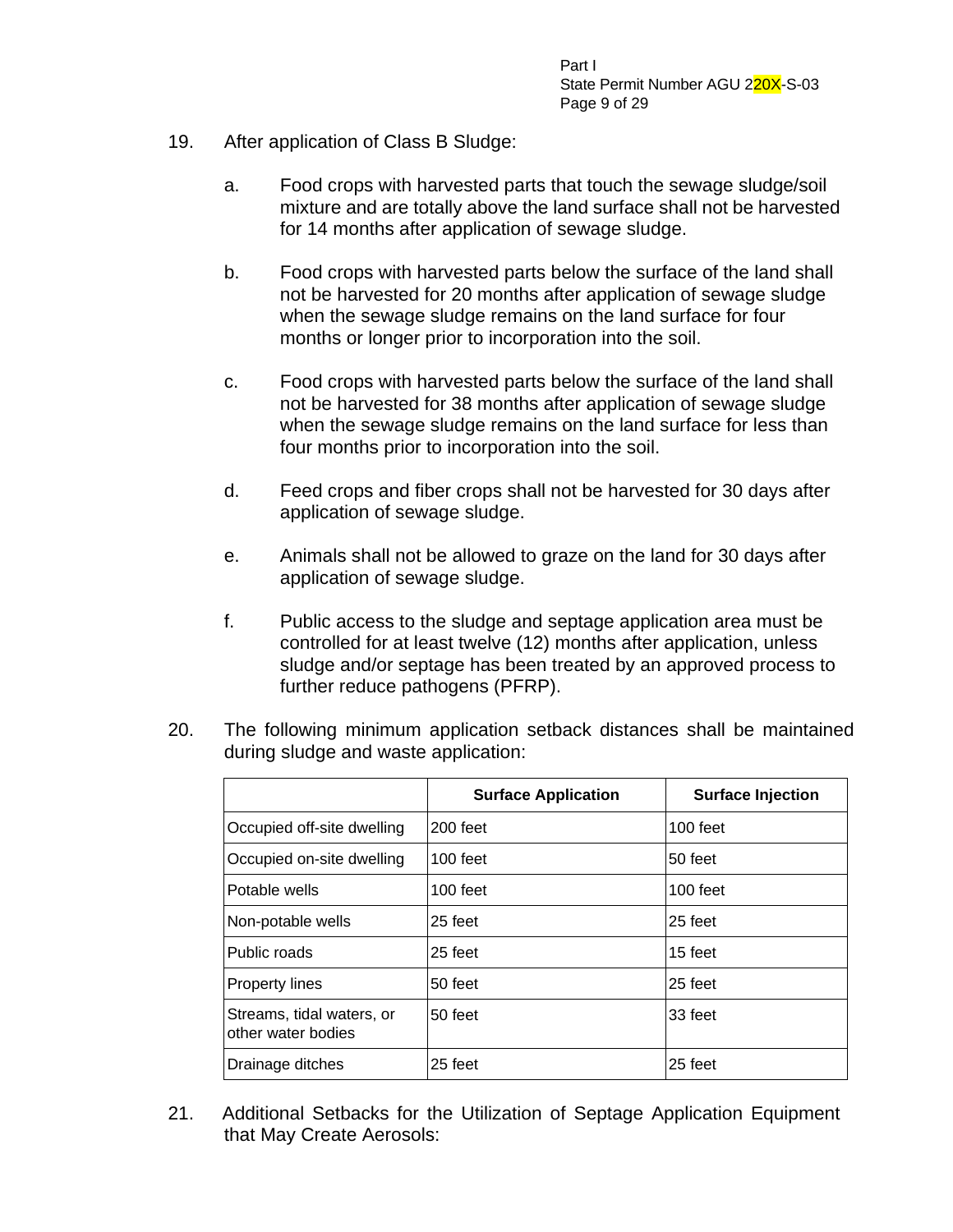19. After application of Class B Sludge:

    a. Food crops with harvested parts that touch the sewage sludge/soil mixture and are totally above the land surface shall not be harvested for 14 months after application of sewage sludge.

    b. Food crops with harvested parts below the surface of the land shall not be harvested for 20 months after application of sewage sludge when the sewage sludge remains on the land surface for four months or longer prior to incorporation into the soil.

    c. Food crops with harvested parts below the surface of the land shall not be harvested for 38 months after application of sewage sludge when the sewage sludge remains on the land surface for less than four months prior to incorporation into the soil.

    d. Feed crops and fiber crops shall not be harvested for 30 days after application of sewage sludge.

    e. Animals shall not be allowed to graze on the land for 30 days after application of sewage sludge.

    f. Public access to the sludge and septage application area must be controlled for at least twelve (12) months after application, unless sludge and/or septage has been treated by an approved process to further reduce pathogens (PFRP).

20. The following minimum application setback distances shall be maintained during sludge and waste application:

| | **Surface Application** | **Surface Injection** |
|---|---|---|
| Occupied off-site dwelling | 200 feet | 100 feet |
| Occupied on-site dwelling | 100 feet | 50 feet |
| Potable wells | 100 feet | 100 feet |
| Non-potable wells | 25 feet | 25 feet |
| Public roads | 25 feet | 15 feet |
| Property lines | 50 feet | 25 feet |
| Streams, tidal waters, or other water bodies | 50 feet | 33 feet |
| Drainage ditches | 25 feet | 25 feet |

21. Additional Setbacks for the Utilization of Septage Application Equipment that May Create Aerosols: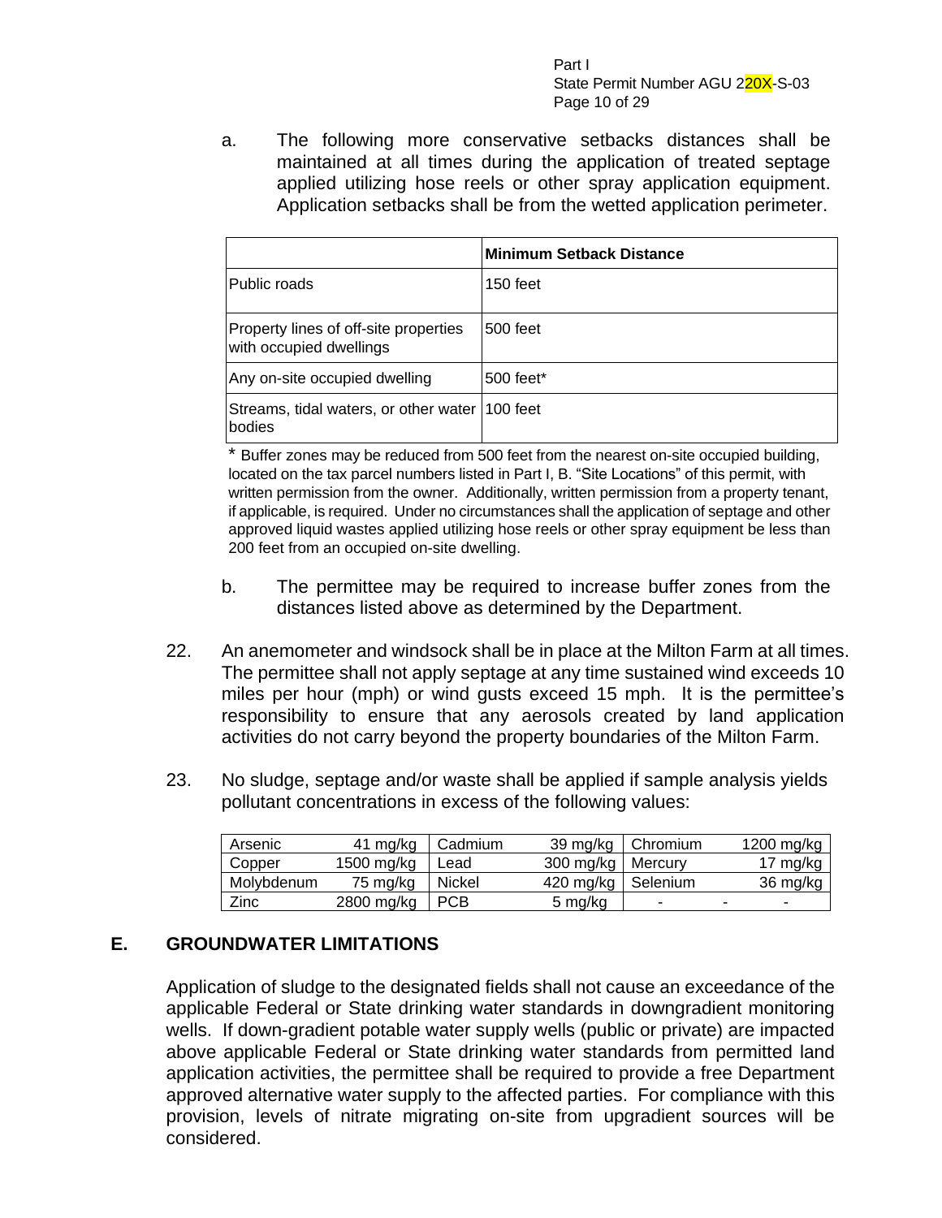a. The following more conservative setbacks distances shall be maintained at all times during the application of treated septage applied utilizing hose reels or other spray application equipment. Application setbacks shall be from the wetted application perimeter.

| | **Minimum Setback Distance** |
|---|---|
| Public roads | 150 feet |
| Property lines of off-site properties with occupied dwellings | 500 feet |
| Any on-site occupied dwelling | 500 feet* |
| Streams, tidal waters, or other water bodies | 100 feet |

* Buffer zones may be reduced from 500 feet from the nearest on-site occupied building, located on the tax parcel numbers listed in Part I, B. "Site Locations" of this permit, with written permission from the owner. Additionally, written permission from a property tenant, if applicable, is required. Under no circumstances shall the application of septage and other approved liquid wastes applied utilizing hose reels or other spray equipment be less than 200 feet from an occupied on-site dwelling.

b. The permittee may be required to increase buffer zones from the distances listed above as determined by the Department.

22. An anemometer and windsock shall be in place at the Milton Farm at all times. The permittee shall not apply septage at any time sustained wind exceeds 10 miles per hour (mph) or wind gusts exceed 15 mph. It is the permittee's responsibility to ensure that any aerosols created by land application activities do not carry beyond the property boundaries of the Milton Farm.

23. No sludge, septage and/or waste shall be applied if sample analysis yields pollutant concentrations in excess of the following values:

| | | | | | |
|---|---|---|---|---|---|
| Arsenic | 41 mg/kg | Cadmium | 39 mg/kg | Chromium | 1200 mg/kg |
| Copper | 1500 mg/kg | Lead | 300 mg/kg | Mercury | 17 mg/kg |
| Molybdenum | 75 mg/kg | Nickel | 420 mg/kg | Selenium | 36 mg/kg |
| Zinc | 2800 mg/kg | PCB | 5 mg/kg | - | - |

## E. GROUNDWATER LIMITATIONS

Application of sludge to the designated fields shall not cause an exceedance of the applicable Federal or State drinking water standards in downgradient monitoring wells. If down-gradient potable water supply wells (public or private) are impacted above applicable Federal or State drinking water standards from permitted land application activities, the permittee shall be required to provide a free Department approved alternative water supply to the affected parties. For compliance with this provision, levels of nitrate migrating on-site from upgradient sources will be considered.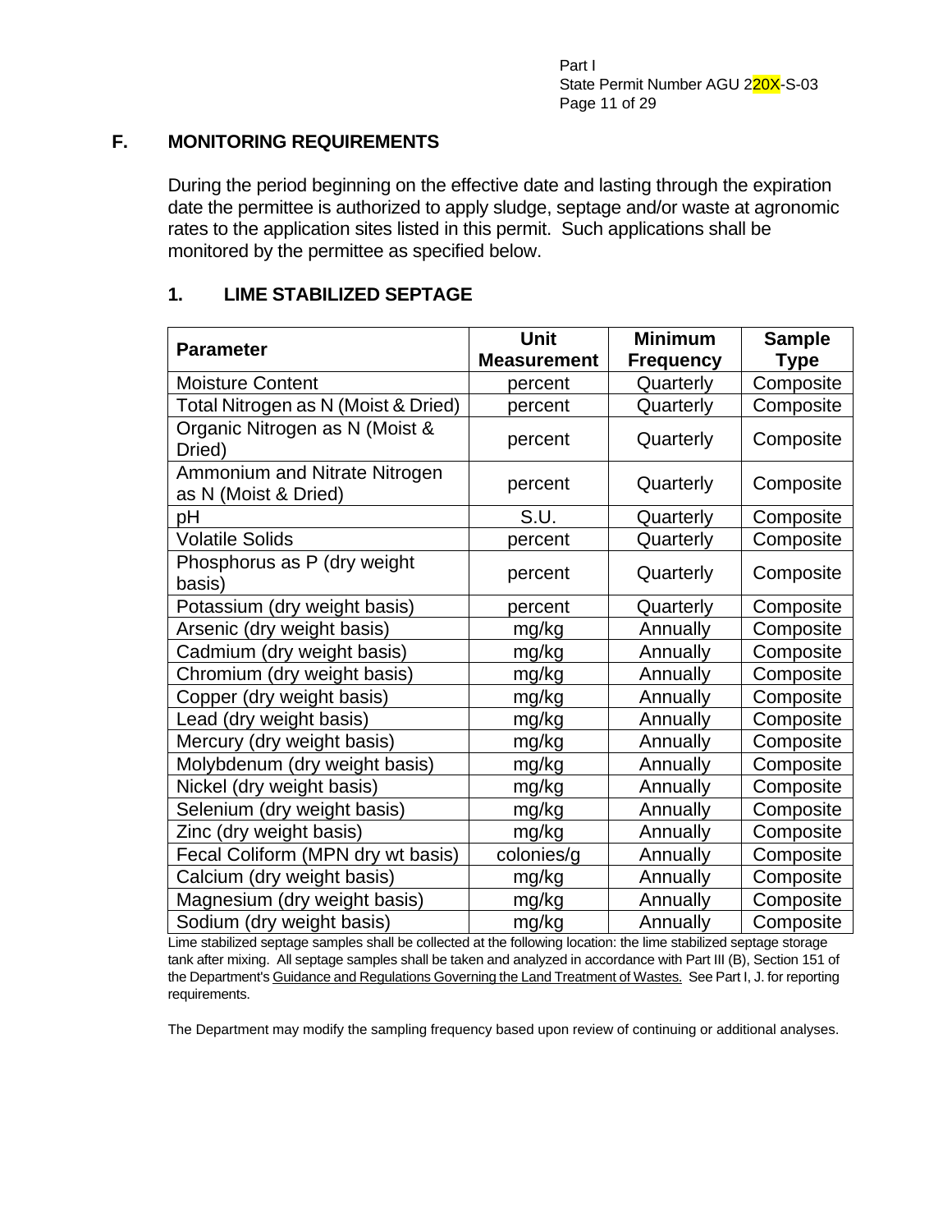## F. MONITORING REQUIREMENTS

During the period beginning on the effective date and lasting through the expiration date the permittee is authorized to apply sludge, septage and/or waste at agronomic rates to the application sites listed in this permit. Such applications shall be monitored by the permittee as specified below.

### 1. LIME STABILIZED SEPTAGE

| Parameter | Unit Measurement | Minimum Frequency | Sample Type |
|---|---|---|---|
| Moisture Content | percent | Quarterly | Composite |
| Total Nitrogen as N (Moist & Dried) | percent | Quarterly | Composite |
| Organic Nitrogen as N (Moist & Dried) | percent | Quarterly | Composite |
| Ammonium and Nitrate Nitrogen as N (Moist & Dried) | percent | Quarterly | Composite |
| pH | S.U. | Quarterly | Composite |
| Volatile Solids | percent | Quarterly | Composite |
| Phosphorus as P (dry weight basis) | percent | Quarterly | Composite |
| Potassium (dry weight basis) | percent | Quarterly | Composite |
| Arsenic (dry weight basis) | mg/kg | Annually | Composite |
| Cadmium (dry weight basis) | mg/kg | Annually | Composite |
| Chromium (dry weight basis) | mg/kg | Annually | Composite |
| Copper (dry weight basis) | mg/kg | Annually | Composite |
| Lead (dry weight basis) | mg/kg | Annually | Composite |
| Mercury (dry weight basis) | mg/kg | Annually | Composite |
| Molybdenum (dry weight basis) | mg/kg | Annually | Composite |
| Nickel (dry weight basis) | mg/kg | Annually | Composite |
| Selenium (dry weight basis) | mg/kg | Annually | Composite |
| Zinc (dry weight basis) | mg/kg | Annually | Composite |
| Fecal Coliform (MPN dry wt basis) | colonies/g | Annually | Composite |
| Calcium (dry weight basis) | mg/kg | Annually | Composite |
| Magnesium (dry weight basis) | mg/kg | Annually | Composite |
| Sodium (dry weight basis) | mg/kg | Annually | Composite |

Lime stabilized septage samples shall be collected at the following location: the lime stabilized septage storage tank after mixing. All septage samples shall be taken and analyzed in accordance with Part III (B), Section 151 of the Department's Guidance and Regulations Governing the Land Treatment of Wastes. See Part I, J. for reporting requirements.

The Department may modify the sampling frequency based upon review of continuing or additional analyses.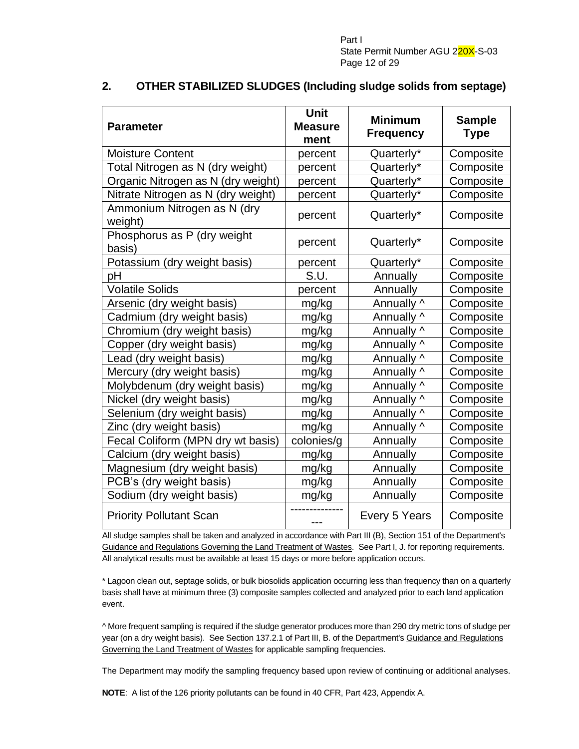## 2. OTHER STABILIZED SLUDGES (Including sludge solids from septage)

| Parameter | Unit Measurement | Minimum Frequency | Sample Type |
|---|---|---|---|
| Moisture Content | percent | Quarterly* | Composite |
| Total Nitrogen as N (dry weight) | percent | Quarterly* | Composite |
| Organic Nitrogen as N (dry weight) | percent | Quarterly* | Composite |
| Nitrate Nitrogen as N (dry weight) | percent | Quarterly* | Composite |
| Ammonium Nitrogen as N (dry weight) | percent | Quarterly* | Composite |
| Phosphorus as P (dry weight basis) | percent | Quarterly* | Composite |
| Potassium (dry weight basis) | percent | Quarterly* | Composite |
| pH | S.U. | Annually | Composite |
| Volatile Solids | percent | Annually | Composite |
| Arsenic (dry weight basis) | mg/kg | Annually ^ | Composite |
| Cadmium (dry weight basis) | mg/kg | Annually ^ | Composite |
| Chromium (dry weight basis) | mg/kg | Annually ^ | Composite |
| Copper (dry weight basis) | mg/kg | Annually ^ | Composite |
| Lead (dry weight basis) | mg/kg | Annually ^ | Composite |
| Mercury (dry weight basis) | mg/kg | Annually ^ | Composite |
| Molybdenum (dry weight basis) | mg/kg | Annually ^ | Composite |
| Nickel (dry weight basis) | mg/kg | Annually ^ | Composite |
| Selenium (dry weight basis) | mg/kg | Annually ^ | Composite |
| Zinc (dry weight basis) | mg/kg | Annually ^ | Composite |
| Fecal Coliform (MPN dry wt basis) | colonies/g | Annually | Composite |
| Calcium (dry weight basis) | mg/kg | Annually | Composite |
| Magnesium (dry weight basis) | mg/kg | Annually | Composite |
| PCB's (dry weight basis) | mg/kg | Annually | Composite |
| Sodium (dry weight basis) | mg/kg | Annually | Composite |
| Priority Pollutant Scan | ---------------- | Every 5 Years | Composite |

All sludge samples shall be taken and analyzed in accordance with Part III (B), Section 151 of the Department's Guidance and Regulations Governing the Land Treatment of Wastes. See Part I, J. for reporting requirements. All analytical results must be available at least 15 days or more before application occurs.

\* Lagoon clean out, septage solids, or bulk biosolids application occurring less than frequency than on a quarterly basis shall have at minimum three (3) composite samples collected and analyzed prior to each land application event.

^ More frequent sampling is required if the sludge generator produces more than 290 dry metric tons of sludge per year (on a dry weight basis). See Section 137.2.1 of Part III, B. of the Department's Guidance and Regulations Governing the Land Treatment of Wastes for applicable sampling frequencies.

The Department may modify the sampling frequency based upon review of continuing or additional analyses.

**NOTE**: A list of the 126 priority pollutants can be found in 40 CFR, Part 423, Appendix A.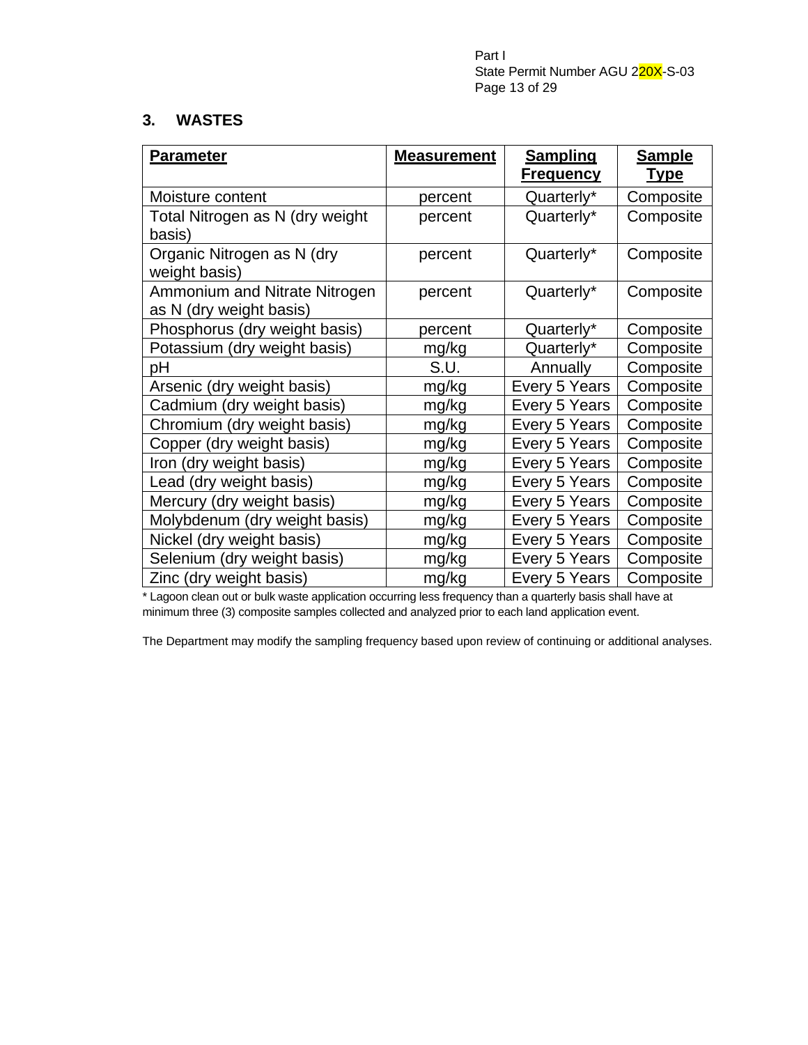## 3. WASTES

| **Parameter** | **Measurement** | **Sampling Frequency** | **Sample Type** |
|---|---|---|---|
| Moisture content | percent | Quarterly* | Composite |
| Total Nitrogen as N (dry weight basis) | percent | Quarterly* | Composite |
| Organic Nitrogen as N (dry weight basis) | percent | Quarterly* | Composite |
| Ammonium and Nitrate Nitrogen as N (dry weight basis) | percent | Quarterly* | Composite |
| Phosphorus (dry weight basis) | percent | Quarterly* | Composite |
| Potassium (dry weight basis) | mg/kg | Quarterly* | Composite |
| pH | S.U. | Annually | Composite |
| Arsenic (dry weight basis) | mg/kg | Every 5 Years | Composite |
| Cadmium (dry weight basis) | mg/kg | Every 5 Years | Composite |
| Chromium (dry weight basis) | mg/kg | Every 5 Years | Composite |
| Copper (dry weight basis) | mg/kg | Every 5 Years | Composite |
| Iron (dry weight basis) | mg/kg | Every 5 Years | Composite |
| Lead (dry weight basis) | mg/kg | Every 5 Years | Composite |
| Mercury (dry weight basis) | mg/kg | Every 5 Years | Composite |
| Molybdenum (dry weight basis) | mg/kg | Every 5 Years | Composite |
| Nickel (dry weight basis) | mg/kg | Every 5 Years | Composite |
| Selenium (dry weight basis) | mg/kg | Every 5 Years | Composite |
| Zinc (dry weight basis) | mg/kg | Every 5 Years | Composite |

* Lagoon clean out or bulk waste application occurring less frequency than a quarterly basis shall have at minimum three (3) composite samples collected and analyzed prior to each land application event.

The Department may modify the sampling frequency based upon review of continuing or additional analyses.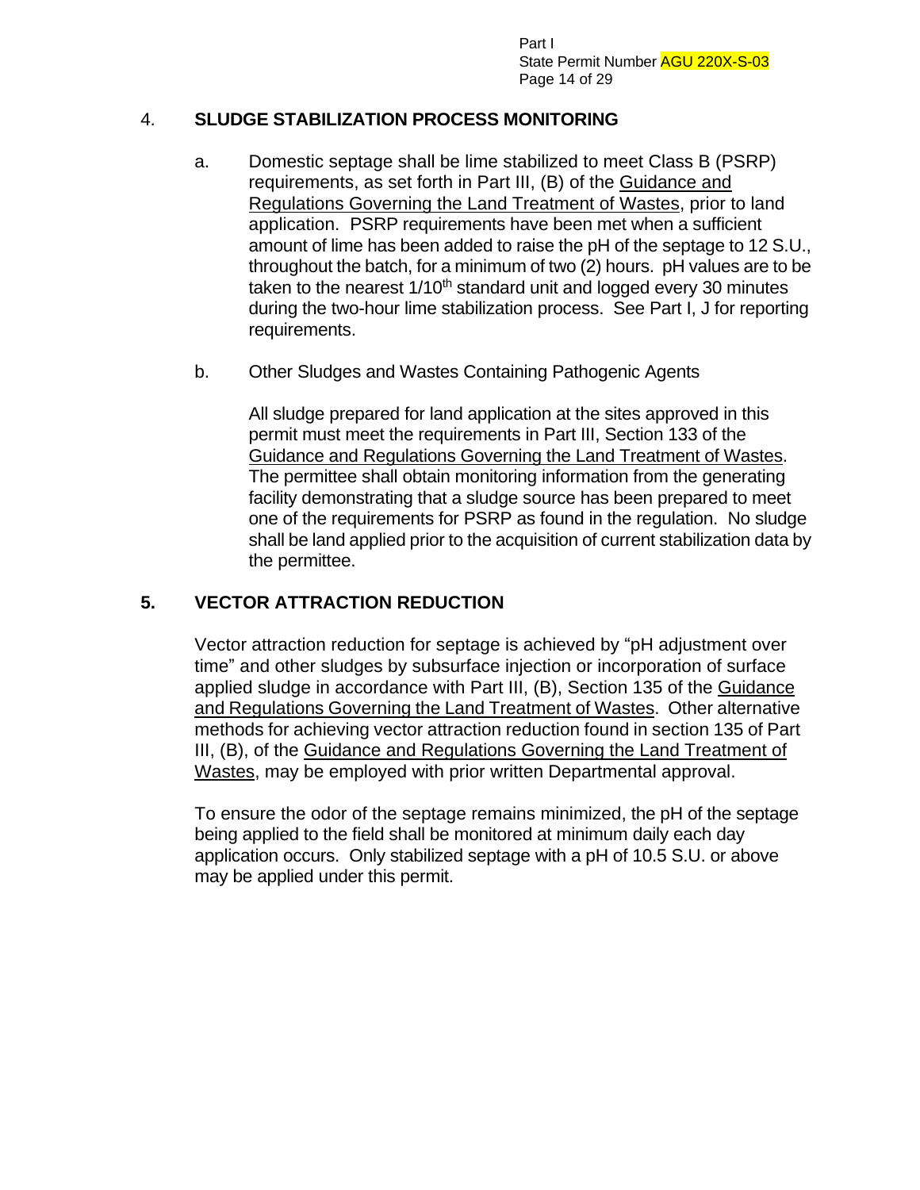## 4. SLUDGE STABILIZATION PROCESS MONITORING

a. Domestic septage shall be lime stabilized to meet Class B (PSRP) requirements, as set forth in Part III, (B) of the Guidance and Regulations Governing the Land Treatment of Wastes, prior to land application. PSRP requirements have been met when a sufficient amount of lime has been added to raise the pH of the septage to 12 S.U., throughout the batch, for a minimum of two (2) hours. pH values are to be taken to the nearest 1/10$^{th}$ standard unit and logged every 30 minutes during the two-hour lime stabilization process. See Part I, J for reporting requirements.

b. Other Sludges and Wastes Containing Pathogenic Agents

All sludge prepared for land application at the sites approved in this permit must meet the requirements in Part III, Section 133 of the Guidance and Regulations Governing the Land Treatment of Wastes. The permittee shall obtain monitoring information from the generating facility demonstrating that a sludge source has been prepared to meet one of the requirements for PSRP as found in the regulation. No sludge shall be land applied prior to the acquisition of current stabilization data by the permittee.

## 5. VECTOR ATTRACTION REDUCTION

Vector attraction reduction for septage is achieved by "pH adjustment over time" and other sludges by subsurface injection or incorporation of surface applied sludge in accordance with Part III, (B), Section 135 of the Guidance and Regulations Governing the Land Treatment of Wastes. Other alternative methods for achieving vector attraction reduction found in section 135 of Part III, (B), of the Guidance and Regulations Governing the Land Treatment of Wastes, may be employed with prior written Departmental approval.

To ensure the odor of the septage remains minimized, the pH of the septage being applied to the field shall be monitored at minimum daily each day application occurs. Only stabilized septage with a pH of 10.5 S.U. or above may be applied under this permit.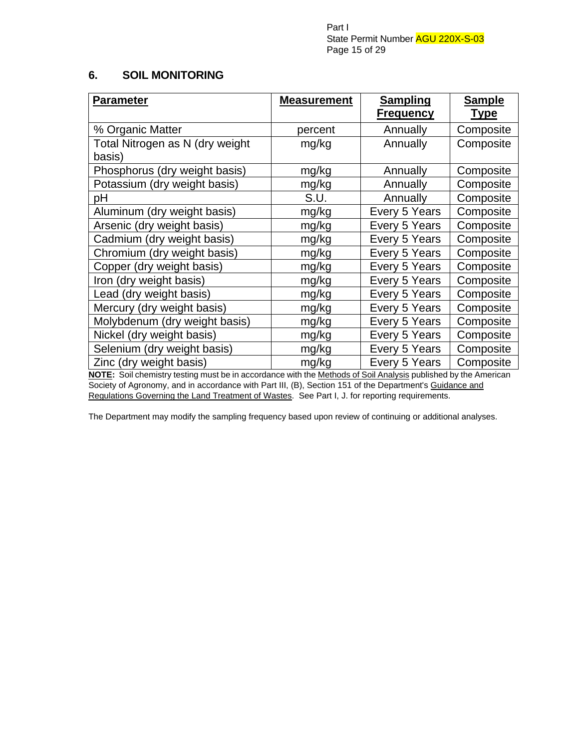## 6. SOIL MONITORING

| Parameter | Measurement | Sampling Frequency | Sample Type |
|---|---|---|---|
| % Organic Matter | percent | Annually | Composite |
| Total Nitrogen as N (dry weight basis) | mg/kg | Annually | Composite |
| Phosphorus (dry weight basis) | mg/kg | Annually | Composite |
| Potassium (dry weight basis) | mg/kg | Annually | Composite |
| pH | S.U. | Annually | Composite |
| Aluminum (dry weight basis) | mg/kg | Every 5 Years | Composite |
| Arsenic (dry weight basis) | mg/kg | Every 5 Years | Composite |
| Cadmium (dry weight basis) | mg/kg | Every 5 Years | Composite |
| Chromium (dry weight basis) | mg/kg | Every 5 Years | Composite |
| Copper (dry weight basis) | mg/kg | Every 5 Years | Composite |
| Iron (dry weight basis) | mg/kg | Every 5 Years | Composite |
| Lead (dry weight basis) | mg/kg | Every 5 Years | Composite |
| Mercury (dry weight basis) | mg/kg | Every 5 Years | Composite |
| Molybdenum (dry weight basis) | mg/kg | Every 5 Years | Composite |
| Nickel (dry weight basis) | mg/kg | Every 5 Years | Composite |
| Selenium (dry weight basis) | mg/kg | Every 5 Years | Composite |
| Zinc (dry weight basis) | mg/kg | Every 5 Years | Composite |

**NOTE:** Soil chemistry testing must be in accordance with the Methods of Soil Analysis published by the American Society of Agronomy, and in accordance with Part III, (B), Section 151 of the Department's Guidance and Regulations Governing the Land Treatment of Wastes. See Part I, J. for reporting requirements.

The Department may modify the sampling frequency based upon review of continuing or additional analyses.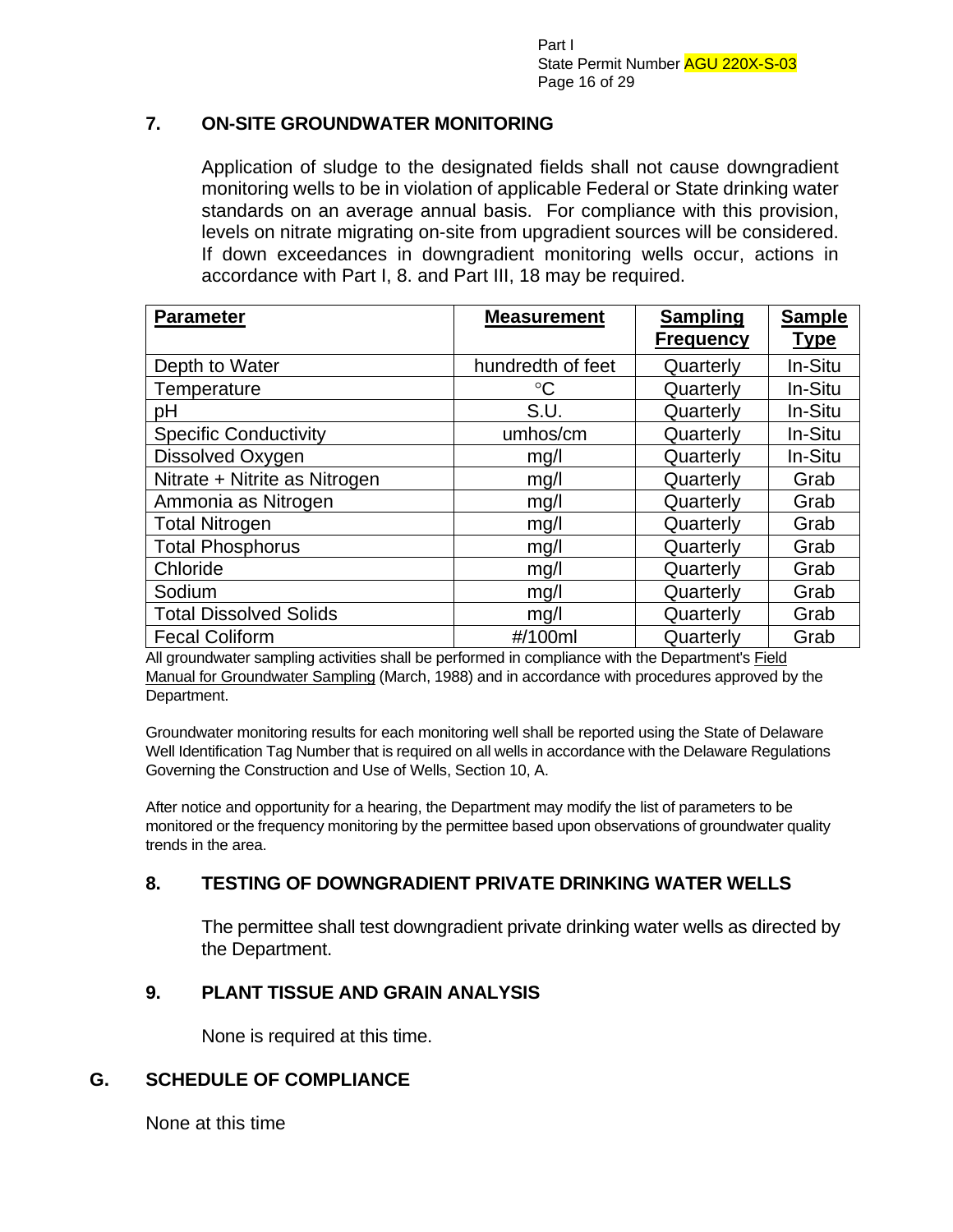### 7. ON-SITE GROUNDWATER MONITORING

Application of sludge to the designated fields shall not cause downgradient monitoring wells to be in violation of applicable Federal or State drinking water standards on an average annual basis. For compliance with this provision, levels on nitrate migrating on-site from upgradient sources will be considered. If down exceedances in downgradient monitoring wells occur, actions in accordance with Part I, 8. and Part III, 18 may be required.

| Parameter | Measurement | Sampling Frequency | Sample Type |
| --- | --- | --- | --- |
| Depth to Water | hundredth of feet | Quarterly | In-Situ |
| Temperature | °C | Quarterly | In-Situ |
| pH | S.U. | Quarterly | In-Situ |
| Specific Conductivity | umhos/cm | Quarterly | In-Situ |
| Dissolved Oxygen | mg/l | Quarterly | In-Situ |
| Nitrate + Nitrite as Nitrogen | mg/l | Quarterly | Grab |
| Ammonia as Nitrogen | mg/l | Quarterly | Grab |
| Total Nitrogen | mg/l | Quarterly | Grab |
| Total Phosphorus | mg/l | Quarterly | Grab |
| Chloride | mg/l | Quarterly | Grab |
| Sodium | mg/l | Quarterly | Grab |
| Total Dissolved Solids | mg/l | Quarterly | Grab |
| Fecal Coliform | #/100ml | Quarterly | Grab |

All groundwater sampling activities shall be performed in compliance with the Department's Field Manual for Groundwater Sampling (March, 1988) and in accordance with procedures approved by the Department.

Groundwater monitoring results for each monitoring well shall be reported using the State of Delaware Well Identification Tag Number that is required on all wells in accordance with the Delaware Regulations Governing the Construction and Use of Wells, Section 10, A.

After notice and opportunity for a hearing, the Department may modify the list of parameters to be monitored or the frequency monitoring by the permittee based upon observations of groundwater quality trends in the area.

### 8. TESTING OF DOWNGRADIENT PRIVATE DRINKING WATER WELLS

The permittee shall test downgradient private drinking water wells as directed by the Department.

### 9. PLANT TISSUE AND GRAIN ANALYSIS

None is required at this time.

## G. SCHEDULE OF COMPLIANCE

None at this time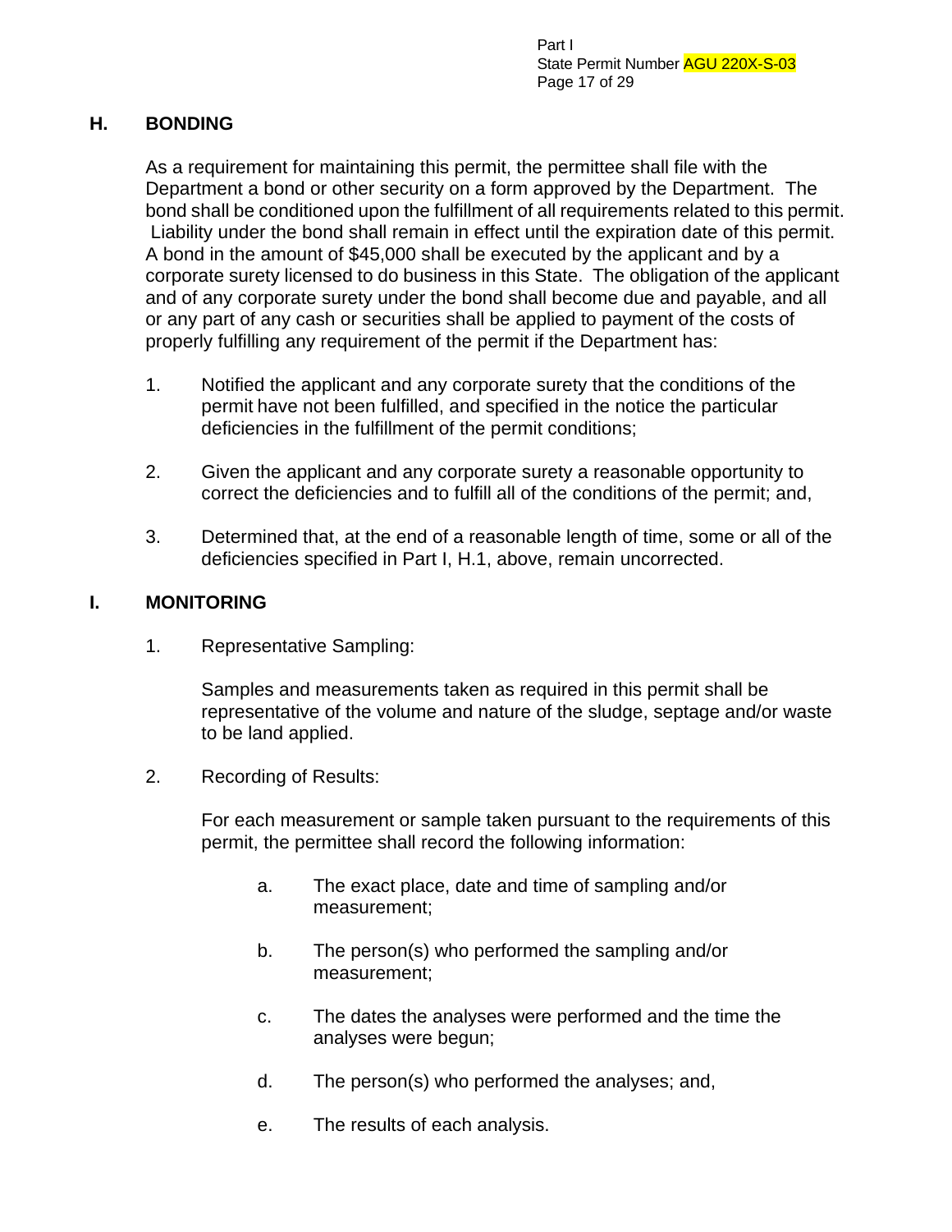## H. BONDING

As a requirement for maintaining this permit, the permittee shall file with the Department a bond or other security on a form approved by the Department. The bond shall be conditioned upon the fulfillment of all requirements related to this permit. Liability under the bond shall remain in effect until the expiration date of this permit. A bond in the amount of $45,000 shall be executed by the applicant and by a corporate surety licensed to do business in this State. The obligation of the applicant and of any corporate surety under the bond shall become due and payable, and all or any part of any cash or securities shall be applied to payment of the costs of properly fulfilling any requirement of the permit if the Department has:

1. Notified the applicant and any corporate surety that the conditions of the permit have not been fulfilled, and specified in the notice the particular deficiencies in the fulfillment of the permit conditions;

2. Given the applicant and any corporate surety a reasonable opportunity to correct the deficiencies and to fulfill all of the conditions of the permit; and,

3. Determined that, at the end of a reasonable length of time, some or all of the deficiencies specified in Part I, H.1, above, remain uncorrected.

## I. MONITORING

1. Representative Sampling:

   Samples and measurements taken as required in this permit shall be representative of the volume and nature of the sludge, septage and/or waste to be land applied.

2. Recording of Results:

   For each measurement or sample taken pursuant to the requirements of this permit, the permittee shall record the following information:

   a. The exact place, date and time of sampling and/or measurement;

   b. The person(s) who performed the sampling and/or measurement;

   c. The dates the analyses were performed and the time the analyses were begun;

   d. The person(s) who performed the analyses; and,

   e. The results of each analysis.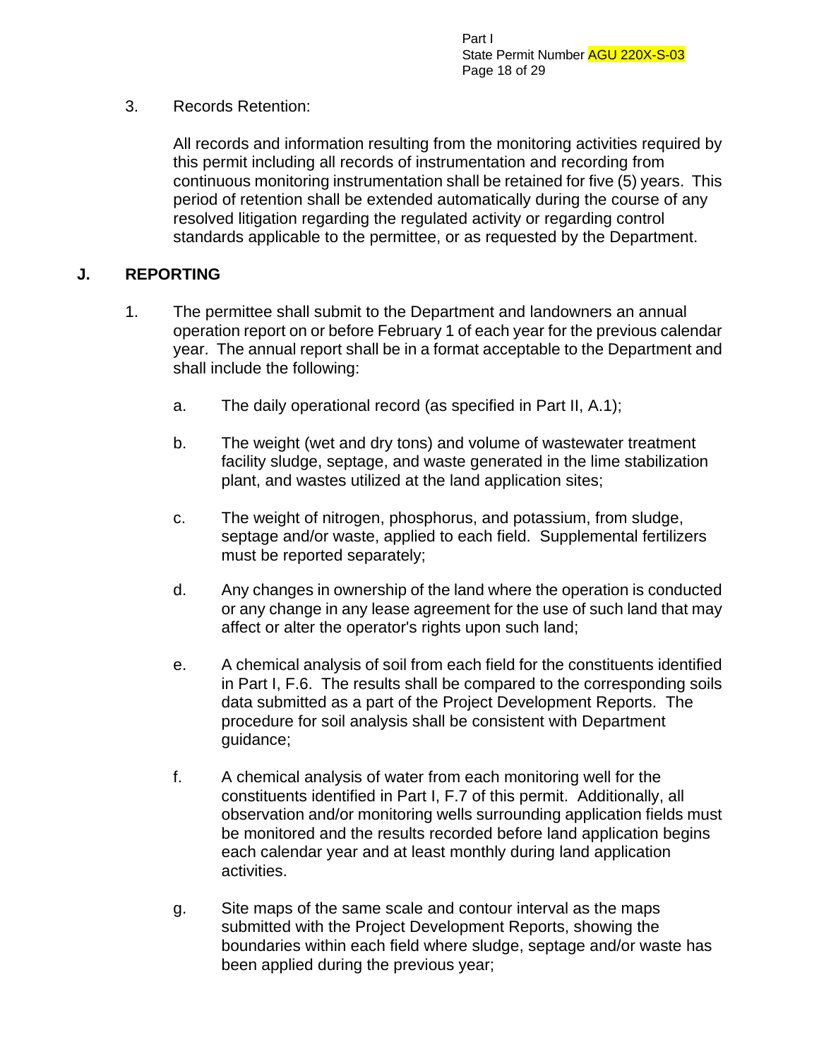3. Records Retention:

   All records and information resulting from the monitoring activities required by this permit including all records of instrumentation and recording from continuous monitoring instrumentation shall be retained for five (5) years. This period of retention shall be extended automatically during the course of any resolved litigation regarding the regulated activity or regarding control standards applicable to the permittee, or as requested by the Department.

## J. REPORTING

1. The permittee shall submit to the Department and landowners an annual operation report on or before February 1 of each year for the previous calendar year. The annual report shall be in a format acceptable to the Department and shall include the following:

   a. The daily operational record (as specified in Part II, A.1);

   b. The weight (wet and dry tons) and volume of wastewater treatment facility sludge, septage, and waste generated in the lime stabilization plant, and wastes utilized at the land application sites;

   c. The weight of nitrogen, phosphorus, and potassium, from sludge, septage and/or waste, applied to each field. Supplemental fertilizers must be reported separately;

   d. Any changes in ownership of the land where the operation is conducted or any change in any lease agreement for the use of such land that may affect or alter the operator's rights upon such land;

   e. A chemical analysis of soil from each field for the constituents identified in Part I, F.6. The results shall be compared to the corresponding soils data submitted as a part of the Project Development Reports. The procedure for soil analysis shall be consistent with Department guidance;

   f. A chemical analysis of water from each monitoring well for the constituents identified in Part I, F.7 of this permit. Additionally, all observation and/or monitoring wells surrounding application fields must be monitored and the results recorded before land application begins each calendar year and at least monthly during land application activities.

   g. Site maps of the same scale and contour interval as the maps submitted with the Project Development Reports, showing the boundaries within each field where sludge, septage and/or waste has been applied during the previous year;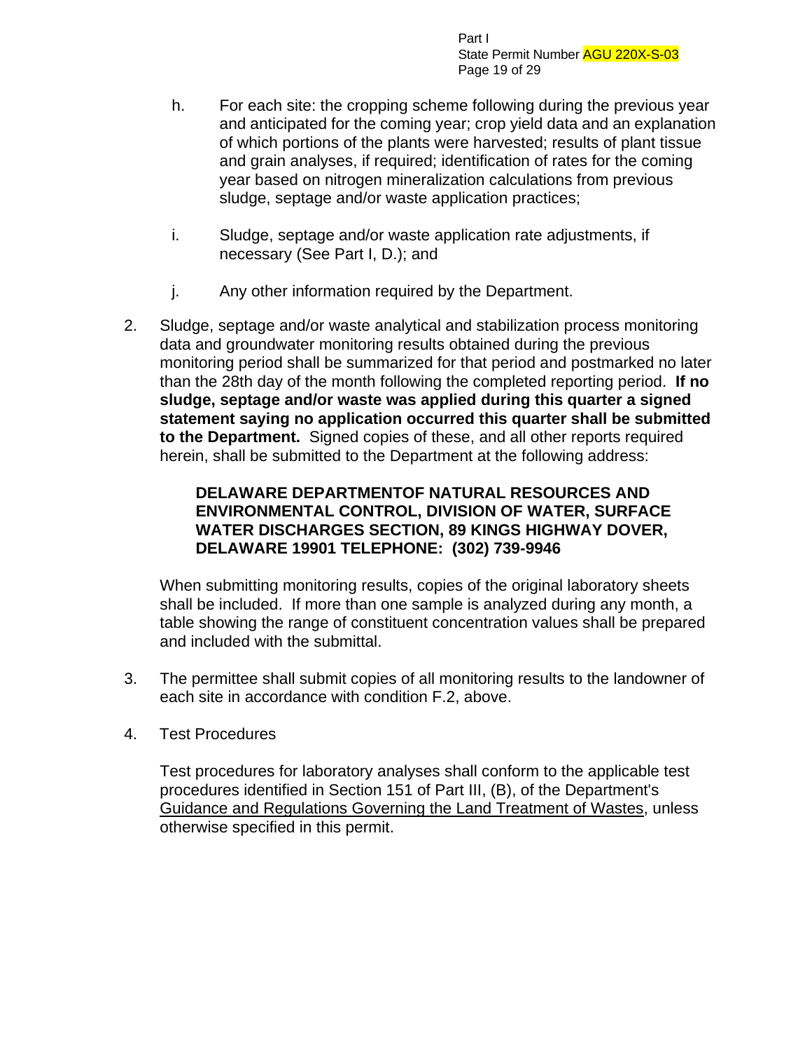h. For each site: the cropping scheme following during the previous year and anticipated for the coming year; crop yield data and an explanation of which portions of the plants were harvested; results of plant tissue and grain analyses, if required; identification of rates for the coming year based on nitrogen mineralization calculations from previous sludge, septage and/or waste application practices;

i. Sludge, septage and/or waste application rate adjustments, if necessary (See Part I, D.); and

j. Any other information required by the Department.

2. Sludge, septage and/or waste analytical and stabilization process monitoring data and groundwater monitoring results obtained during the previous monitoring period shall be summarized for that period and postmarked no later than the 28th day of the month following the completed reporting period. **If no sludge, septage and/or waste was applied during this quarter a signed statement saying no application occurred this quarter shall be submitted to the Department.** Signed copies of these, and all other reports required herein, shall be submitted to the Department at the following address:

   **DELAWARE DEPARTMENTOF NATURAL RESOURCES AND ENVIRONMENTAL CONTROL, DIVISION OF WATER, SURFACE WATER DISCHARGES SECTION, 89 KINGS HIGHWAY DOVER, DELAWARE 19901 TELEPHONE: (302) 739-9946**

   When submitting monitoring results, copies of the original laboratory sheets shall be included. If more than one sample is analyzed during any month, a table showing the range of constituent concentration values shall be prepared and included with the submittal.

3. The permittee shall submit copies of all monitoring results to the landowner of each site in accordance with condition F.2, above.

4. Test Procedures

   Test procedures for laboratory analyses shall conform to the applicable test procedures identified in Section 151 of Part III, (B), of the Department's Guidance and Regulations Governing the Land Treatment of Wastes, unless otherwise specified in this permit.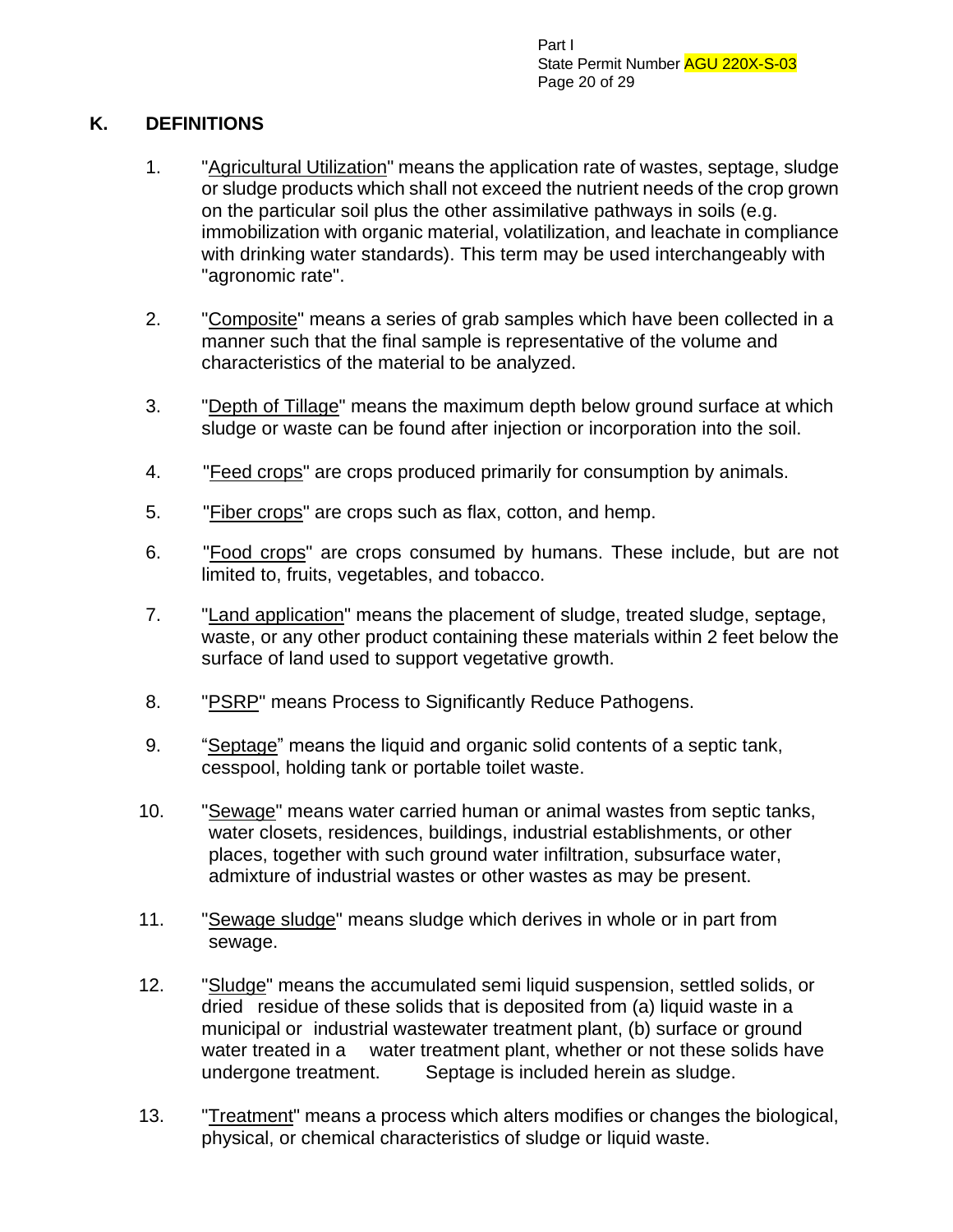## K. DEFINITIONS

1. "Agricultural Utilization" means the application rate of wastes, septage, sludge or sludge products which shall not exceed the nutrient needs of the crop grown on the particular soil plus the other assimilative pathways in soils (e.g. immobilization with organic material, volatilization, and leachate in compliance with drinking water standards). This term may be used interchangeably with "agronomic rate".

2. "Composite" means a series of grab samples which have been collected in a manner such that the final sample is representative of the volume and characteristics of the material to be analyzed.

3. "Depth of Tillage" means the maximum depth below ground surface at which sludge or waste can be found after injection or incorporation into the soil.

4. "Feed crops" are crops produced primarily for consumption by animals.

5. "Fiber crops" are crops such as flax, cotton, and hemp.

6. "Food crops" are crops consumed by humans. These include, but are not limited to, fruits, vegetables, and tobacco.

7. "Land application" means the placement of sludge, treated sludge, septage, waste, or any other product containing these materials within 2 feet below the surface of land used to support vegetative growth.

8. "PSRP" means Process to Significantly Reduce Pathogens.

9. "Septage" means the liquid and organic solid contents of a septic tank, cesspool, holding tank or portable toilet waste.

10. "Sewage" means water carried human or animal wastes from septic tanks, water closets, residences, buildings, industrial establishments, or other places, together with such ground water infiltration, subsurface water, admixture of industrial wastes or other wastes as may be present.

11. "Sewage sludge" means sludge which derives in whole or in part from sewage.

12. "Sludge" means the accumulated semi liquid suspension, settled solids, or dried residue of these solids that is deposited from (a) liquid waste in a municipal or industrial wastewater treatment plant, (b) surface or ground water treated in a water treatment plant, whether or not these solids have undergone treatment. Septage is included herein as sludge.

13. "Treatment" means a process which alters modifies or changes the biological, physical, or chemical characteristics of sludge or liquid waste.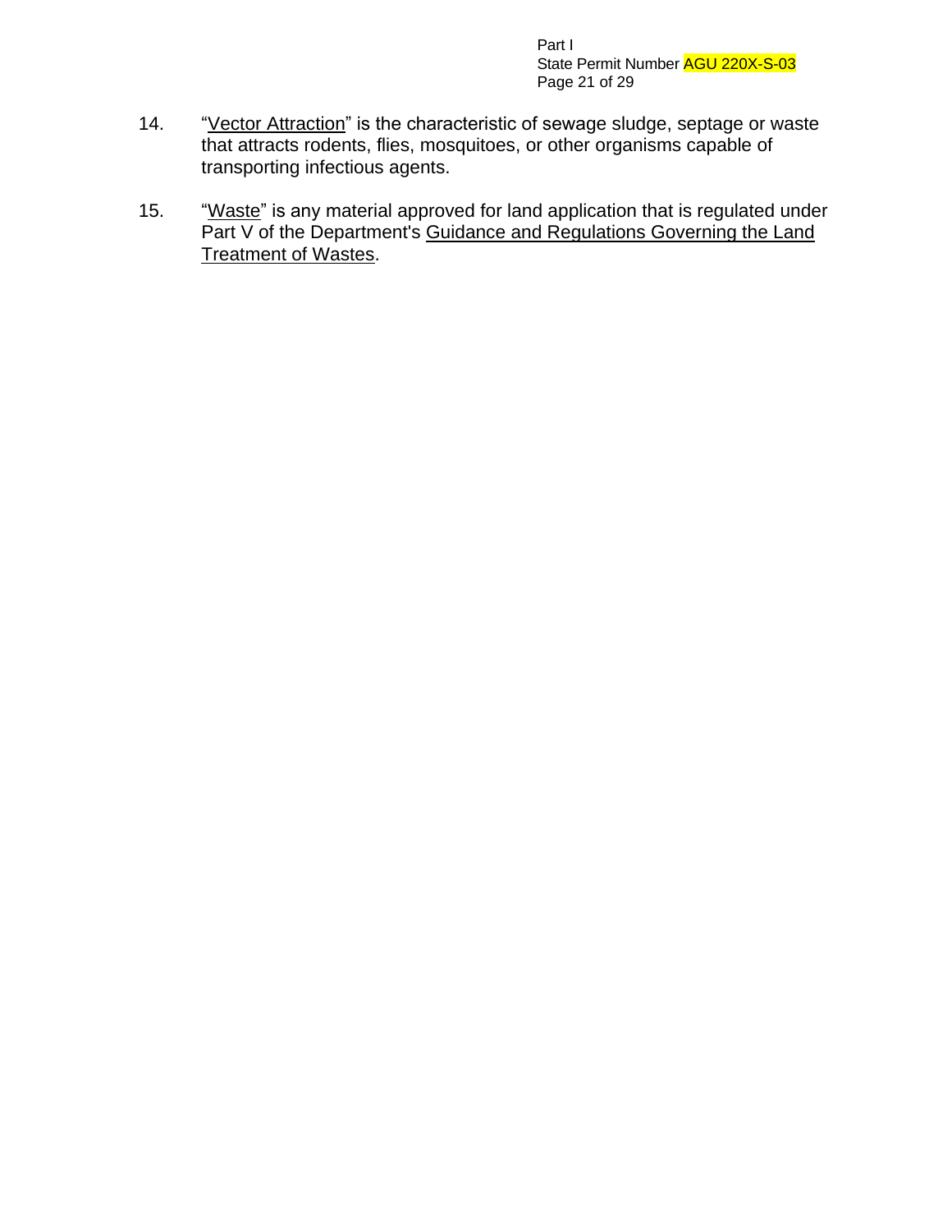14. "Vector Attraction" is the characteristic of sewage sludge, septage or waste that attracts rodents, flies, mosquitoes, or other organisms capable of transporting infectious agents.

15. "Waste" is any material approved for land application that is regulated under Part V of the Department's Guidance and Regulations Governing the Land Treatment of Wastes.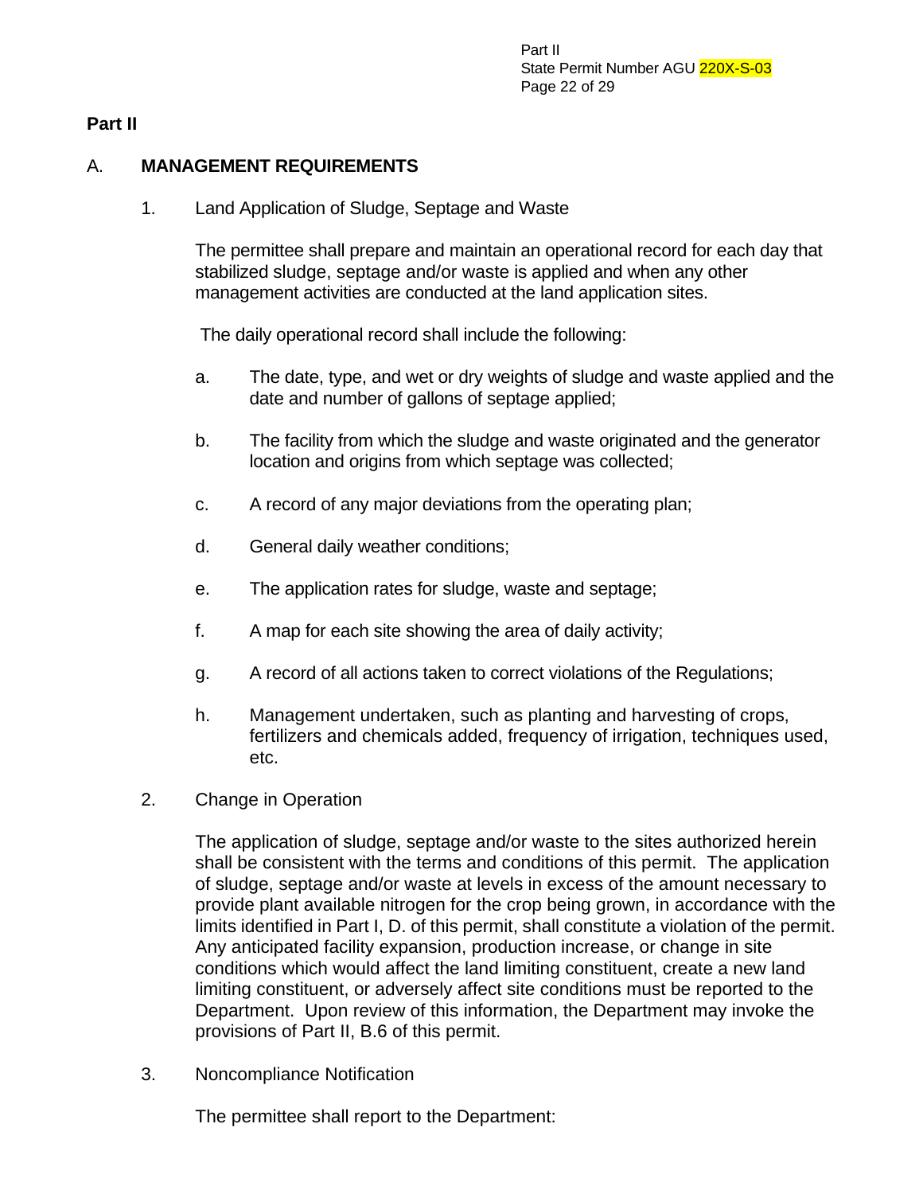**Part II**

A. **MANAGEMENT REQUIREMENTS**

1. Land Application of Sludge, Septage and Waste

   The permittee shall prepare and maintain an operational record for each day that stabilized sludge, septage and/or waste is applied and when any other management activities are conducted at the land application sites.

   The daily operational record shall include the following:

   a. The date, type, and wet or dry weights of sludge and waste applied and the date and number of gallons of septage applied;

   b. The facility from which the sludge and waste originated and the generator location and origins from which septage was collected;

   c. A record of any major deviations from the operating plan;

   d. General daily weather conditions;

   e. The application rates for sludge, waste and septage;

   f. A map for each site showing the area of daily activity;

   g. A record of all actions taken to correct violations of the Regulations;

   h. Management undertaken, such as planting and harvesting of crops, fertilizers and chemicals added, frequency of irrigation, techniques used, etc.

2. Change in Operation

   The application of sludge, septage and/or waste to the sites authorized herein shall be consistent with the terms and conditions of this permit. The application of sludge, septage and/or waste at levels in excess of the amount necessary to provide plant available nitrogen for the crop being grown, in accordance with the limits identified in Part I, D. of this permit, shall constitute a violation of the permit. Any anticipated facility expansion, production increase, or change in site conditions which would affect the land limiting constituent, create a new land limiting constituent, or adversely affect site conditions must be reported to the Department. Upon review of this information, the Department may invoke the provisions of Part II, B.6 of this permit.

3. Noncompliance Notification

   The permittee shall report to the Department: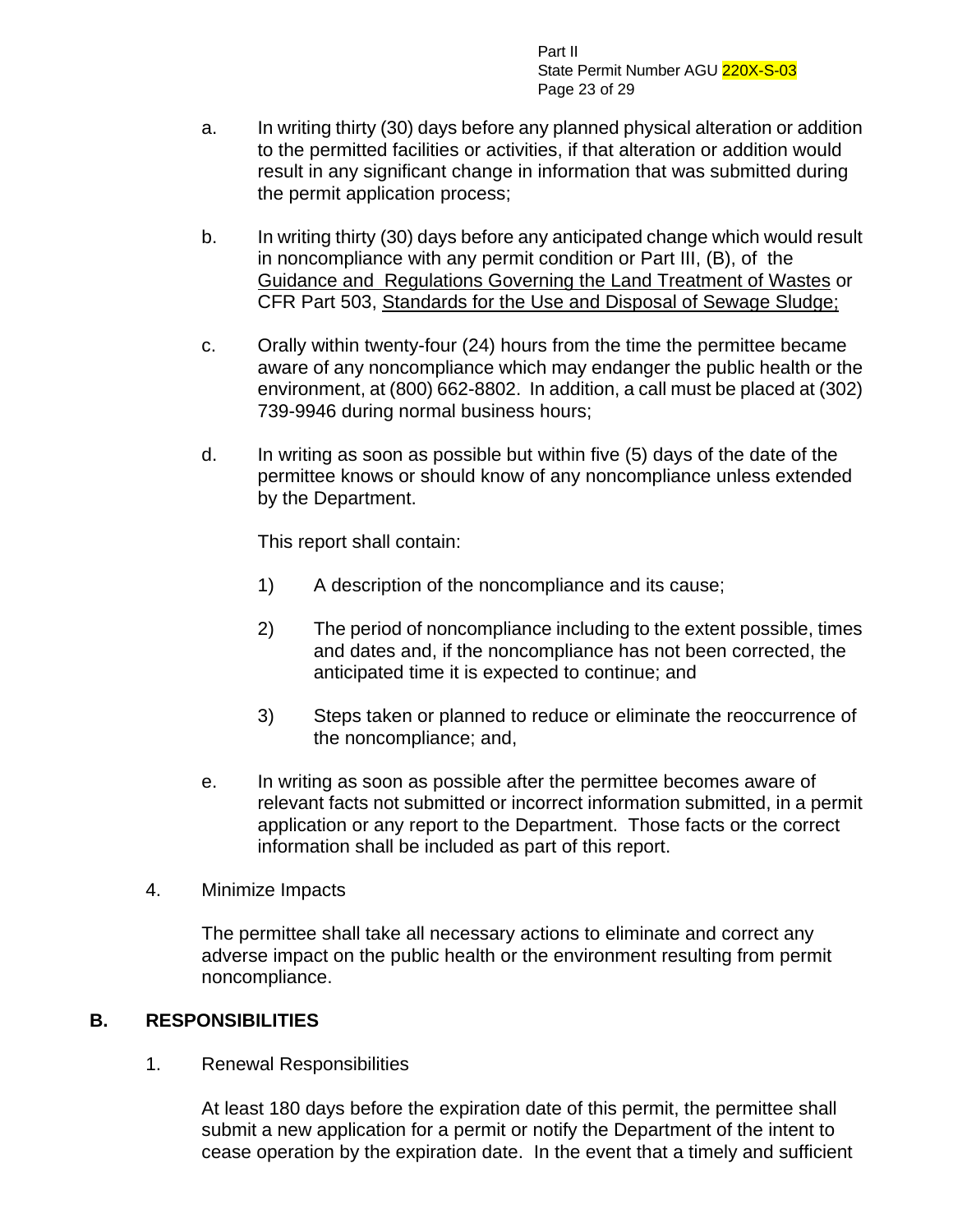a. In writing thirty (30) days before any planned physical alteration or addition to the permitted facilities or activities, if that alteration or addition would result in any significant change in information that was submitted during the permit application process;

b. In writing thirty (30) days before any anticipated change which would result in noncompliance with any permit condition or Part III, (B), of the Guidance and Regulations Governing the Land Treatment of Wastes or CFR Part 503, Standards for the Use and Disposal of Sewage Sludge;

c. Orally within twenty-four (24) hours from the time the permittee became aware of any noncompliance which may endanger the public health or the environment, at (800) 662-8802. In addition, a call must be placed at (302) 739-9946 during normal business hours;

d. In writing as soon as possible but within five (5) days of the date of the permittee knows or should know of any noncompliance unless extended by the Department.

   This report shall contain:

   1) A description of the noncompliance and its cause;

   2) The period of noncompliance including to the extent possible, times and dates and, if the noncompliance has not been corrected, the anticipated time it is expected to continue; and

   3) Steps taken or planned to reduce or eliminate the reoccurrence of the noncompliance; and,

e. In writing as soon as possible after the permittee becomes aware of relevant facts not submitted or incorrect information submitted, in a permit application or any report to the Department. Those facts or the correct information shall be included as part of this report.

4. Minimize Impacts

   The permittee shall take all necessary actions to eliminate and correct any adverse impact on the public health or the environment resulting from permit noncompliance.

## B. RESPONSIBILITIES

1. Renewal Responsibilities

   At least 180 days before the expiration date of this permit, the permittee shall submit a new application for a permit or notify the Department of the intent to cease operation by the expiration date. In the event that a timely and sufficient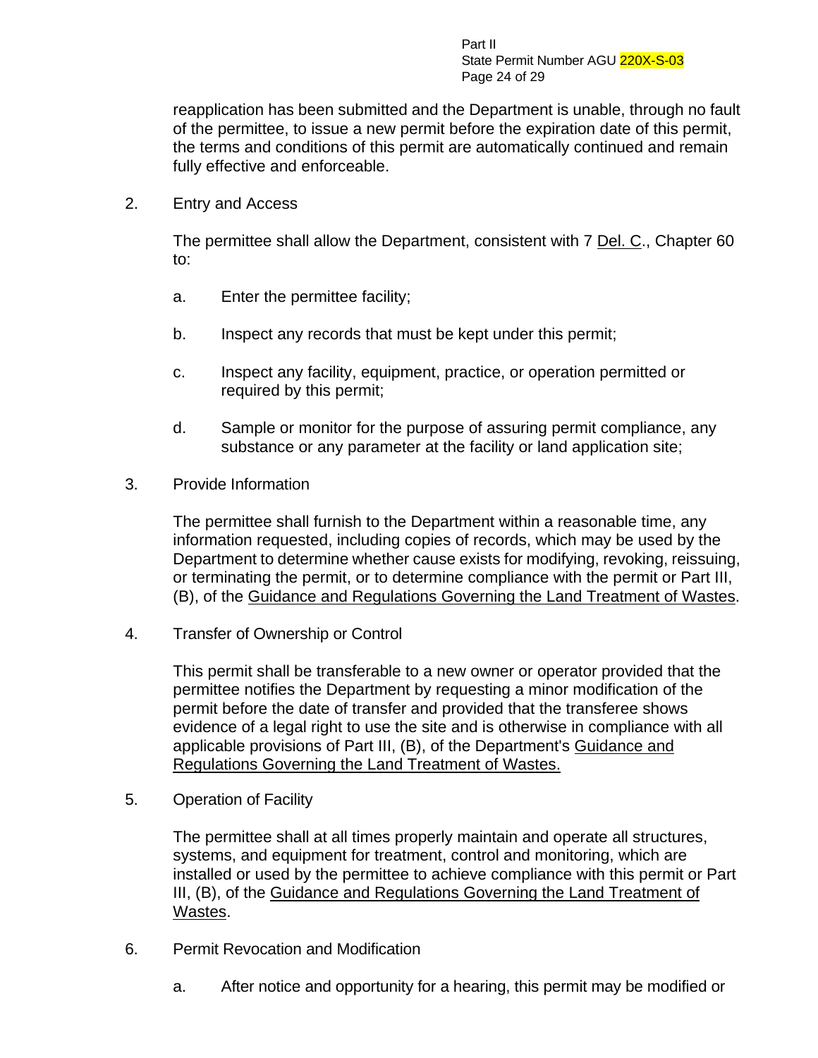reapplication has been submitted and the Department is unable, through no fault of the permittee, to issue a new permit before the expiration date of this permit, the terms and conditions of this permit are automatically continued and remain fully effective and enforceable.

2. Entry and Access

   The permittee shall allow the Department, consistent with 7 Del. C., Chapter 60 to:

   a. Enter the permittee facility;

   b. Inspect any records that must be kept under this permit;

   c. Inspect any facility, equipment, practice, or operation permitted or required by this permit;

   d. Sample or monitor for the purpose of assuring permit compliance, any substance or any parameter at the facility or land application site;

3. Provide Information

   The permittee shall furnish to the Department within a reasonable time, any information requested, including copies of records, which may be used by the Department to determine whether cause exists for modifying, revoking, reissuing, or terminating the permit, or to determine compliance with the permit or Part III, (B), of the Guidance and Regulations Governing the Land Treatment of Wastes.

4. Transfer of Ownership or Control

   This permit shall be transferable to a new owner or operator provided that the permittee notifies the Department by requesting a minor modification of the permit before the date of transfer and provided that the transferee shows evidence of a legal right to use the site and is otherwise in compliance with all applicable provisions of Part III, (B), of the Department's Guidance and Regulations Governing the Land Treatment of Wastes.

5. Operation of Facility

   The permittee shall at all times properly maintain and operate all structures, systems, and equipment for treatment, control and monitoring, which are installed or used by the permittee to achieve compliance with this permit or Part III, (B), of the Guidance and Regulations Governing the Land Treatment of Wastes.

6. Permit Revocation and Modification

   a. After notice and opportunity for a hearing, this permit may be modified or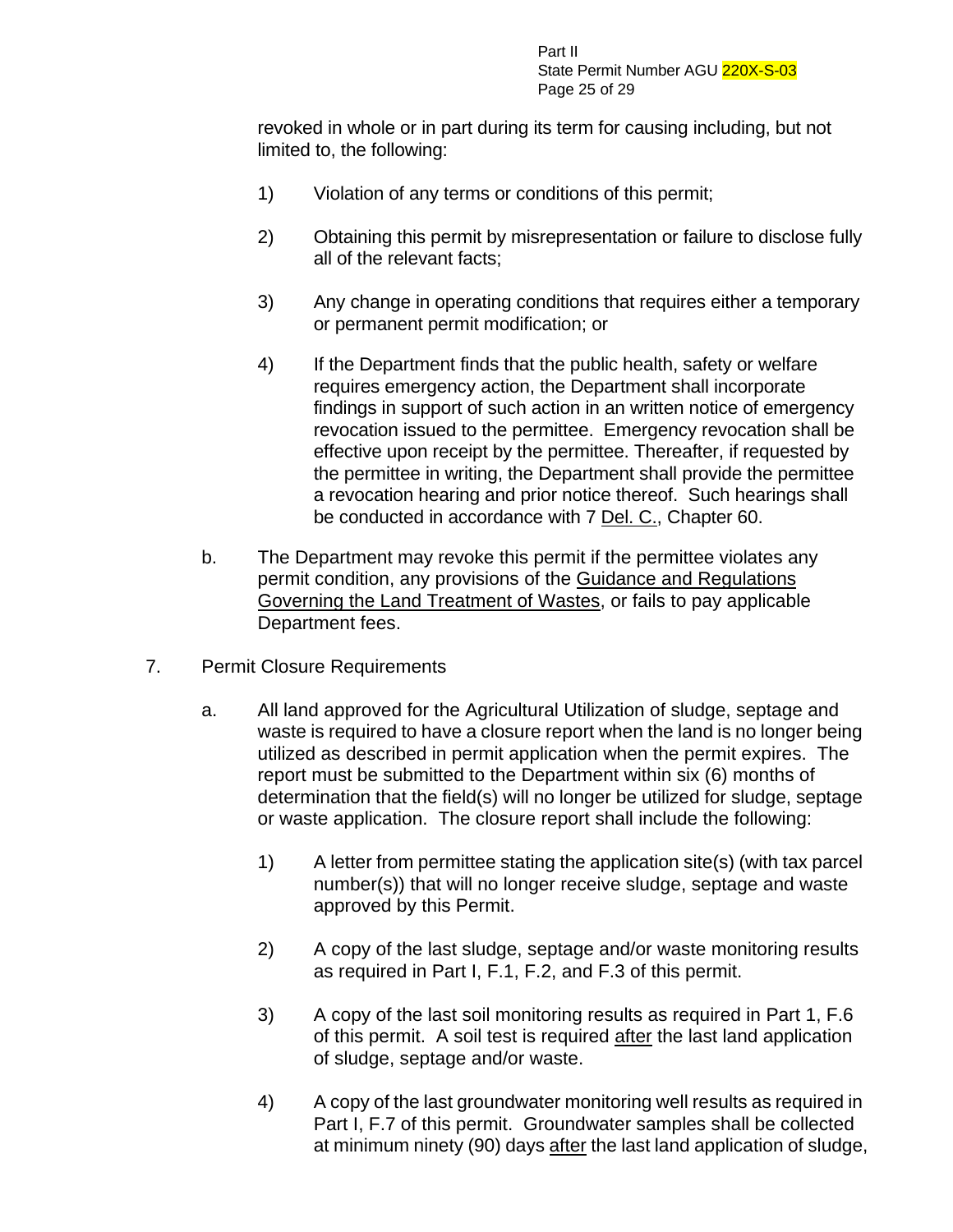revoked in whole or in part during its term for causing including, but not limited to, the following:

1) Violation of any terms or conditions of this permit;

2) Obtaining this permit by misrepresentation or failure to disclose fully all of the relevant facts;

3) Any change in operating conditions that requires either a temporary or permanent permit modification; or

4) If the Department finds that the public health, safety or welfare requires emergency action, the Department shall incorporate findings in support of such action in an written notice of emergency revocation issued to the permittee. Emergency revocation shall be effective upon receipt by the permittee. Thereafter, if requested by the permittee in writing, the Department shall provide the permittee a revocation hearing and prior notice thereof. Such hearings shall be conducted in accordance with 7 <u>Del. C.</u>, Chapter 60.

b. The Department may revoke this permit if the permittee violates any permit condition, any provisions of the <u>Guidance and Regulations Governing the Land Treatment of Wastes</u>, or fails to pay applicable Department fees.

7. Permit Closure Requirements

a. All land approved for the Agricultural Utilization of sludge, septage and waste is required to have a closure report when the land is no longer being utilized as described in permit application when the permit expires. The report must be submitted to the Department within six (6) months of determination that the field(s) will no longer be utilized for sludge, septage or waste application. The closure report shall include the following:

1) A letter from permittee stating the application site(s) (with tax parcel number(s)) that will no longer receive sludge, septage and waste approved by this Permit.

2) A copy of the last sludge, septage and/or waste monitoring results as required in Part I, F.1, F.2, and F.3 of this permit.

3) A copy of the last soil monitoring results as required in Part 1, F.6 of this permit. A soil test is required <u>after</u> the last land application of sludge, septage and/or waste.

4) A copy of the last groundwater monitoring well results as required in Part I, F.7 of this permit. Groundwater samples shall be collected at minimum ninety (90) days <u>after</u> the last land application of sludge,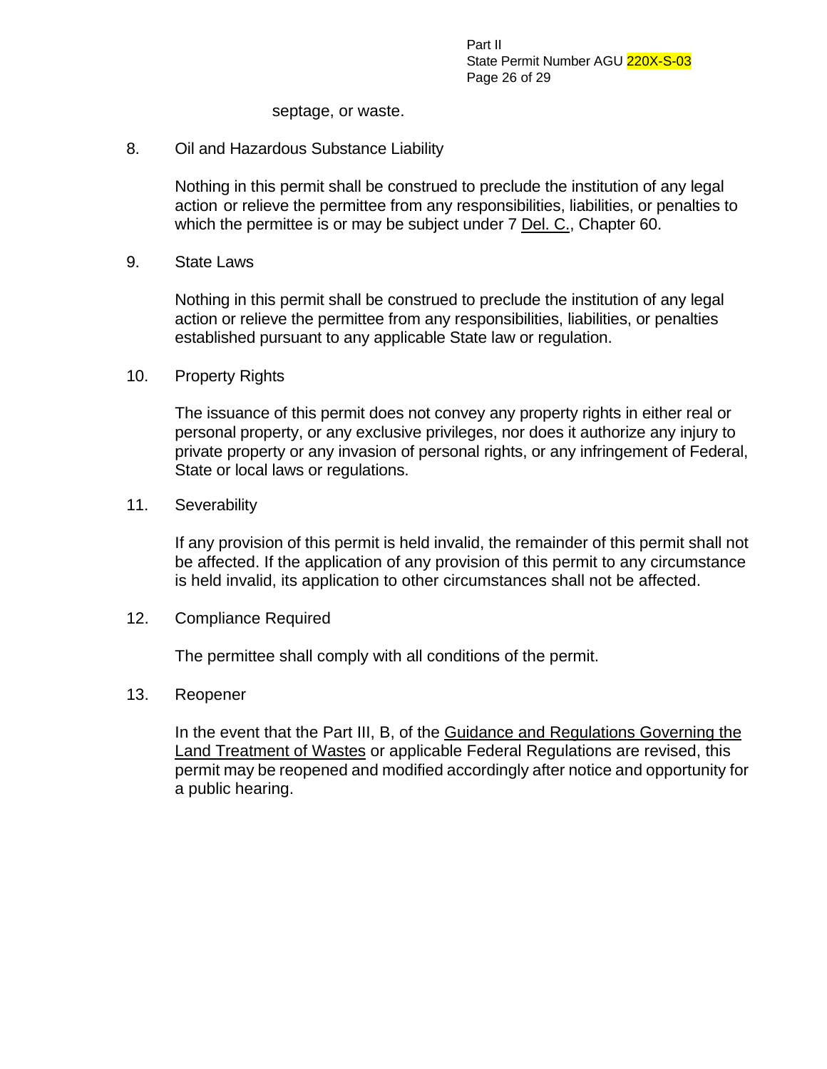septage, or waste.

8. Oil and Hazardous Substance Liability

   Nothing in this permit shall be construed to preclude the institution of any legal action or relieve the permittee from any responsibilities, liabilities, or penalties to which the permittee is or may be subject under 7 Del. C., Chapter 60.

9. State Laws

   Nothing in this permit shall be construed to preclude the institution of any legal action or relieve the permittee from any responsibilities, liabilities, or penalties established pursuant to any applicable State law or regulation.

10. Property Rights

    The issuance of this permit does not convey any property rights in either real or personal property, or any exclusive privileges, nor does it authorize any injury to private property or any invasion of personal rights, or any infringement of Federal, State or local laws or regulations.

11. Severability

    If any provision of this permit is held invalid, the remainder of this permit shall not be affected. If the application of any provision of this permit to any circumstance is held invalid, its application to other circumstances shall not be affected.

12. Compliance Required

    The permittee shall comply with all conditions of the permit.

13. Reopener

    In the event that the Part III, B, of the Guidance and Regulations Governing the Land Treatment of Wastes or applicable Federal Regulations are revised, this permit may be reopened and modified accordingly after notice and opportunity for a public hearing.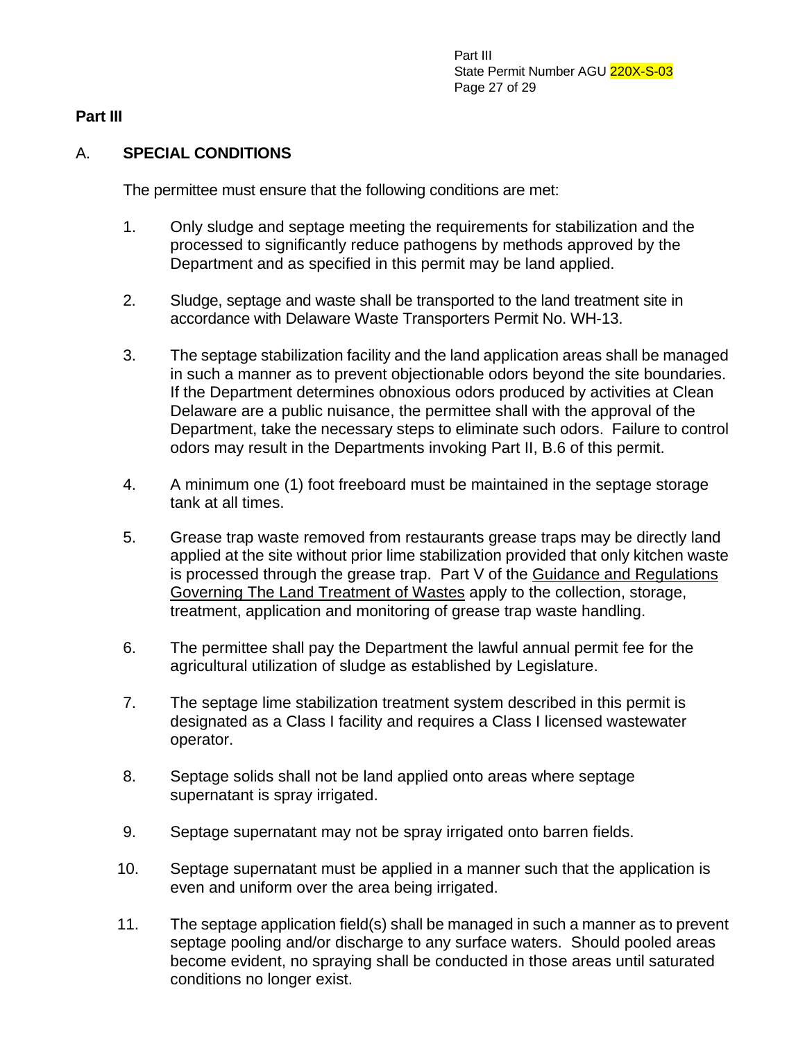## Part III

### A. SPECIAL CONDITIONS

The permittee must ensure that the following conditions are met:

1. Only sludge and septage meeting the requirements for stabilization and the processed to significantly reduce pathogens by methods approved by the Department and as specified in this permit may be land applied.

2. Sludge, septage and waste shall be transported to the land treatment site in accordance with Delaware Waste Transporters Permit No. WH-13.

3. The septage stabilization facility and the land application areas shall be managed in such a manner as to prevent objectionable odors beyond the site boundaries. If the Department determines obnoxious odors produced by activities at Clean Delaware are a public nuisance, the permittee shall with the approval of the Department, take the necessary steps to eliminate such odors. Failure to control odors may result in the Departments invoking Part II, B.6 of this permit.

4. A minimum one (1) foot freeboard must be maintained in the septage storage tank at all times.

5. Grease trap waste removed from restaurants grease traps may be directly land applied at the site without prior lime stabilization provided that only kitchen waste is processed through the grease trap. Part V of the Guidance and Regulations Governing The Land Treatment of Wastes apply to the collection, storage, treatment, application and monitoring of grease trap waste handling.

6. The permittee shall pay the Department the lawful annual permit fee for the agricultural utilization of sludge as established by Legislature.

7. The septage lime stabilization treatment system described in this permit is designated as a Class I facility and requires a Class I licensed wastewater operator.

8. Septage solids shall not be land applied onto areas where septage supernatant is spray irrigated.

9. Septage supernatant may not be spray irrigated onto barren fields.

10. Septage supernatant must be applied in a manner such that the application is even and uniform over the area being irrigated.

11. The septage application field(s) shall be managed in such a manner as to prevent septage pooling and/or discharge to any surface waters. Should pooled areas become evident, no spraying shall be conducted in those areas until saturated conditions no longer exist.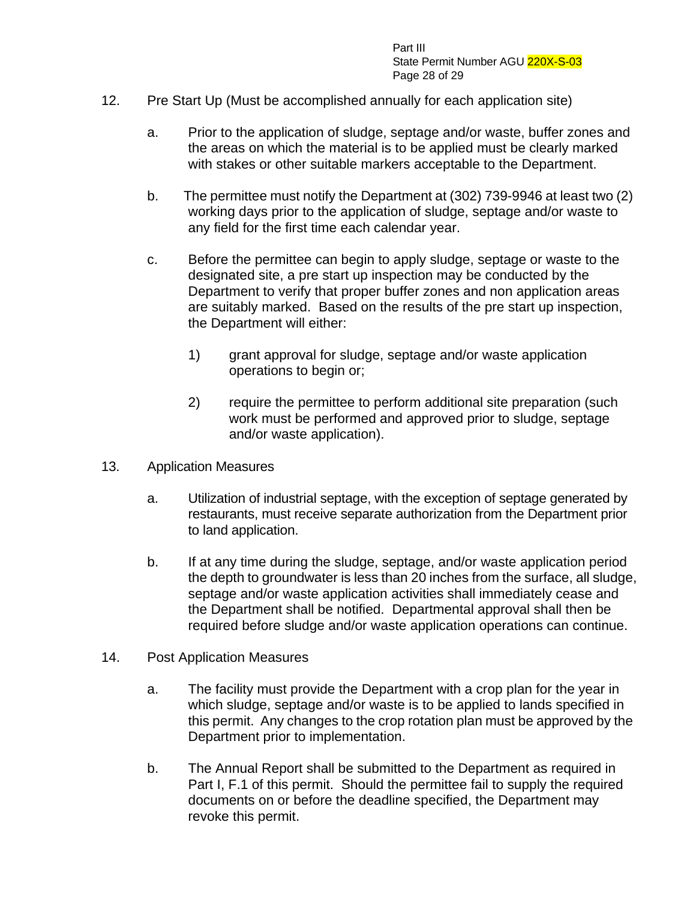12. Pre Start Up (Must be accomplished annually for each application site)

    a. Prior to the application of sludge, septage and/or waste, buffer zones and the areas on which the material is to be applied must be clearly marked with stakes or other suitable markers acceptable to the Department.

    b. The permittee must notify the Department at (302) 739-9946 at least two (2) working days prior to the application of sludge, septage and/or waste to any field for the first time each calendar year.

    c. Before the permittee can begin to apply sludge, septage or waste to the designated site, a pre start up inspection may be conducted by the Department to verify that proper buffer zones and non application areas are suitably marked. Based on the results of the pre start up inspection, the Department will either:

        1) grant approval for sludge, septage and/or waste application operations to begin or;

        2) require the permittee to perform additional site preparation (such work must be performed and approved prior to sludge, septage and/or waste application).

13. Application Measures

    a. Utilization of industrial septage, with the exception of septage generated by restaurants, must receive separate authorization from the Department prior to land application.

    b. If at any time during the sludge, septage, and/or waste application period the depth to groundwater is less than 20 inches from the surface, all sludge, septage and/or waste application activities shall immediately cease and the Department shall be notified. Departmental approval shall then be required before sludge and/or waste application operations can continue.

14. Post Application Measures

    a. The facility must provide the Department with a crop plan for the year in which sludge, septage and/or waste is to be applied to lands specified in this permit. Any changes to the crop rotation plan must be approved by the Department prior to implementation.

    b. The Annual Report shall be submitted to the Department as required in Part I, F.1 of this permit. Should the permittee fail to supply the required documents on or before the deadline specified, the Department may revoke this permit.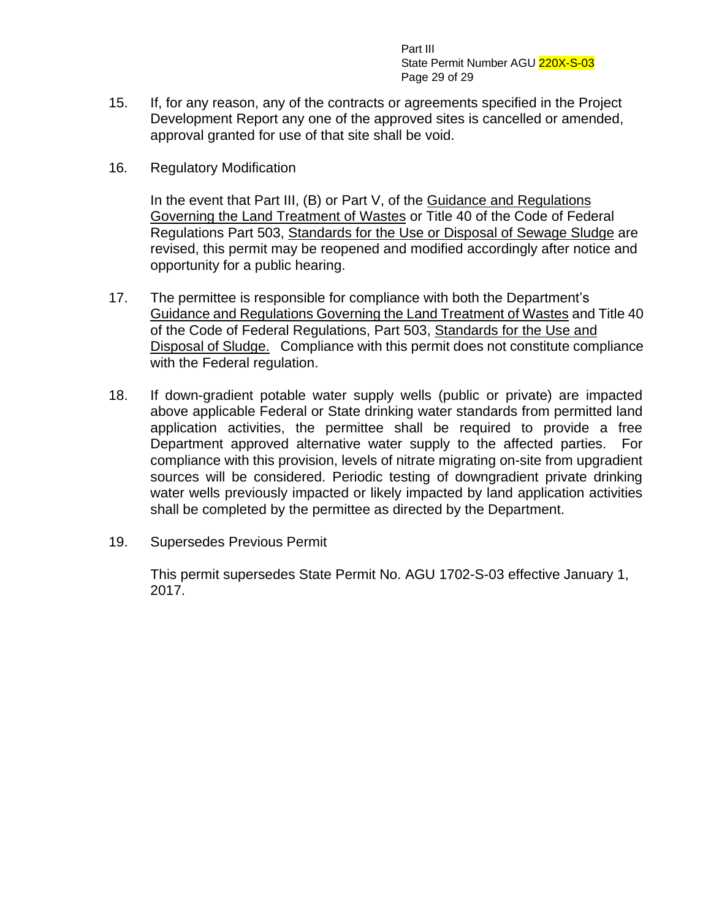15. If, for any reason, any of the contracts or agreements specified in the Project Development Report any one of the approved sites is cancelled or amended, approval granted for use of that site shall be void.

16. Regulatory Modification

    In the event that Part III, (B) or Part V, of the Guidance and Regulations Governing the Land Treatment of Wastes or Title 40 of the Code of Federal Regulations Part 503, Standards for the Use or Disposal of Sewage Sludge are revised, this permit may be reopened and modified accordingly after notice and opportunity for a public hearing.

17. The permittee is responsible for compliance with both the Department's Guidance and Regulations Governing the Land Treatment of Wastes and Title 40 of the Code of Federal Regulations, Part 503, Standards for the Use and Disposal of Sludge. Compliance with this permit does not constitute compliance with the Federal regulation.

18. If down-gradient potable water supply wells (public or private) are impacted above applicable Federal or State drinking water standards from permitted land application activities, the permittee shall be required to provide a free Department approved alternative water supply to the affected parties. For compliance with this provision, levels of nitrate migrating on-site from upgradient sources will be considered. Periodic testing of downgradient private drinking water wells previously impacted or likely impacted by land application activities shall be completed by the permittee as directed by the Department.

19. Supersedes Previous Permit

    This permit supersedes State Permit No. AGU 1702-S-03 effective January 1, 2017.